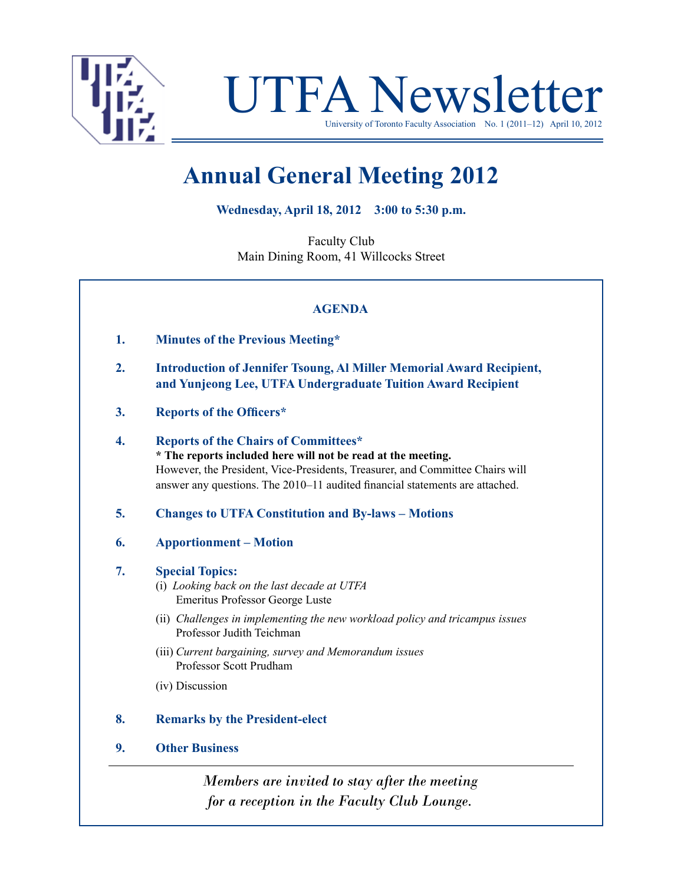# UTFA Newsletter

University of Toronto Faculty Association No. 1 (2011–12) April 10, 2012

## Annual General Meeting 2012

**Wednesday, April 18, 2012 3:00 to 5:30 p.m.**

Faculty Club
Main Dining Room, 41 Willcocks Street

### AGENDA

1. **Minutes of the Previous Meeting***

2. **Introduction of Jennifer Tsoung, Al Miller Memorial Award Recipient, and Yunjeong Lee, UTFA Undergraduate Tuition Award Recipient**

3. **Reports of the Officers***

4. **Reports of the Chairs of Committees***
   **\* The reports included here will not be read at the meeting.**
   However, the President, Vice-Presidents, Treasurer, and Committee Chairs will answer any questions. The 2010–11 audited financial statements are attached.

5. **Changes to UTFA Constitution and By-laws – Motions**

6. **Apportionment – Motion**

7. **Special Topics:**
   (i) *Looking back on the last decade at UTFA*
   Emeritus Professor George Luste

   (ii) *Challenges in implementing the new workload policy and tricampus issues*
   Professor Judith Teichman

   (iii) *Current bargaining, survey and Memorandum issues*
   Professor Scott Prudham

   (iv) Discussion

8. **Remarks by the President-elect**

9. **Other Business**

---

*Members are invited to stay after the meeting for a reception in the Faculty Club Lounge.*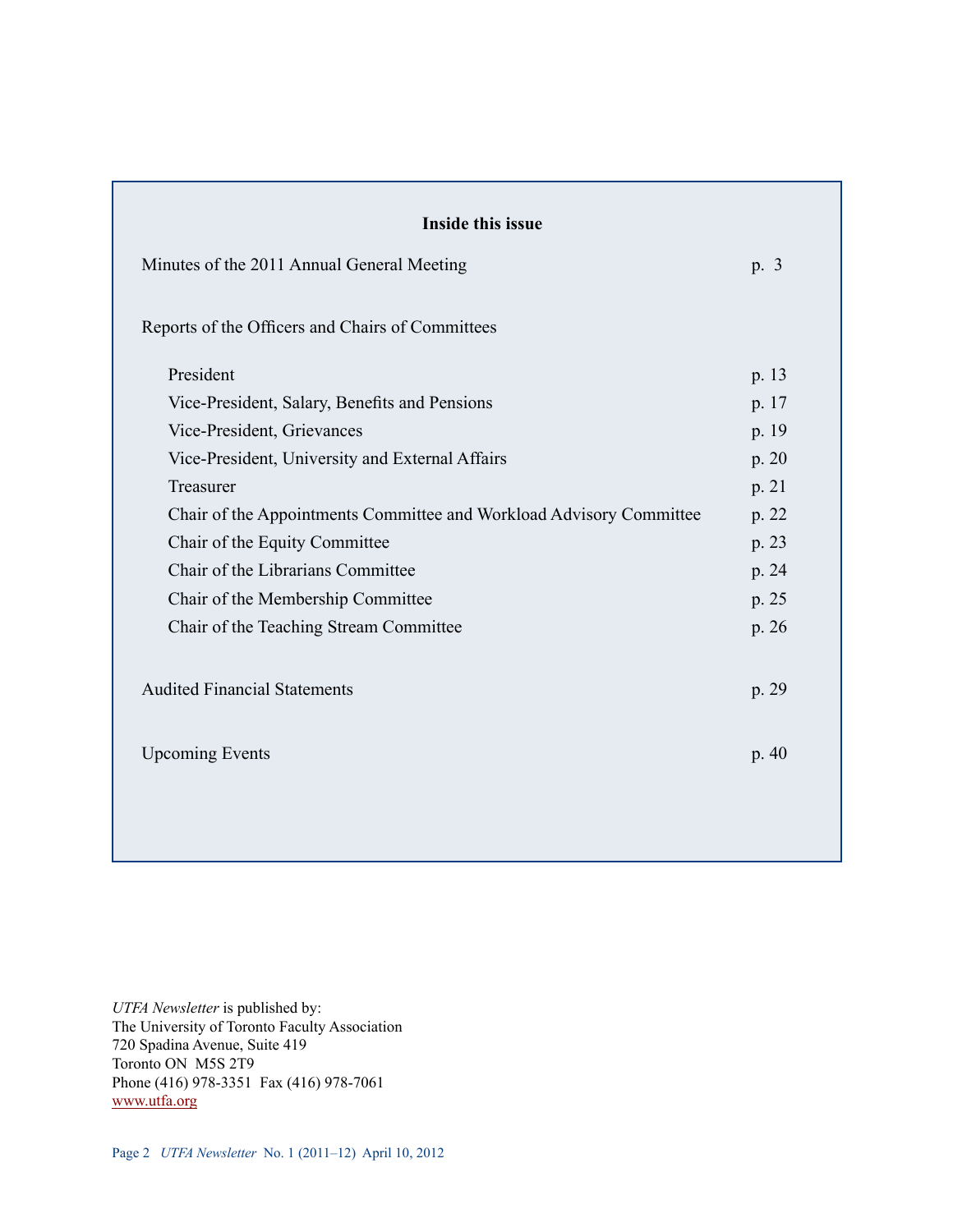## Inside this issue

| | |
|---|---|
| Minutes of the 2011 Annual General Meeting | p. 3 |
| **Reports of the Officers and Chairs of Committees** | |
| President | p. 13 |
| Vice-President, Salary, Benefits and Pensions | p. 17 |
| Vice-President, Grievances | p. 19 |
| Vice-President, University and External Affairs | p. 20 |
| Treasurer | p. 21 |
| Chair of the Appointments Committee and Workload Advisory Committee | p. 22 |
| Chair of the Equity Committee | p. 23 |
| Chair of the Librarians Committee | p. 24 |
| Chair of the Membership Committee | p. 25 |
| Chair of the Teaching Stream Committee | p. 26 |
| Audited Financial Statements | p. 29 |
| Upcoming Events | p. 40 |

*UTFA Newsletter* is published by:
The University of Toronto Faculty Association
720 Spadina Avenue, Suite 419
Toronto ON M5S 2T9
Phone (416) 978-3351 Fax (416) 978-7061
www.utfa.org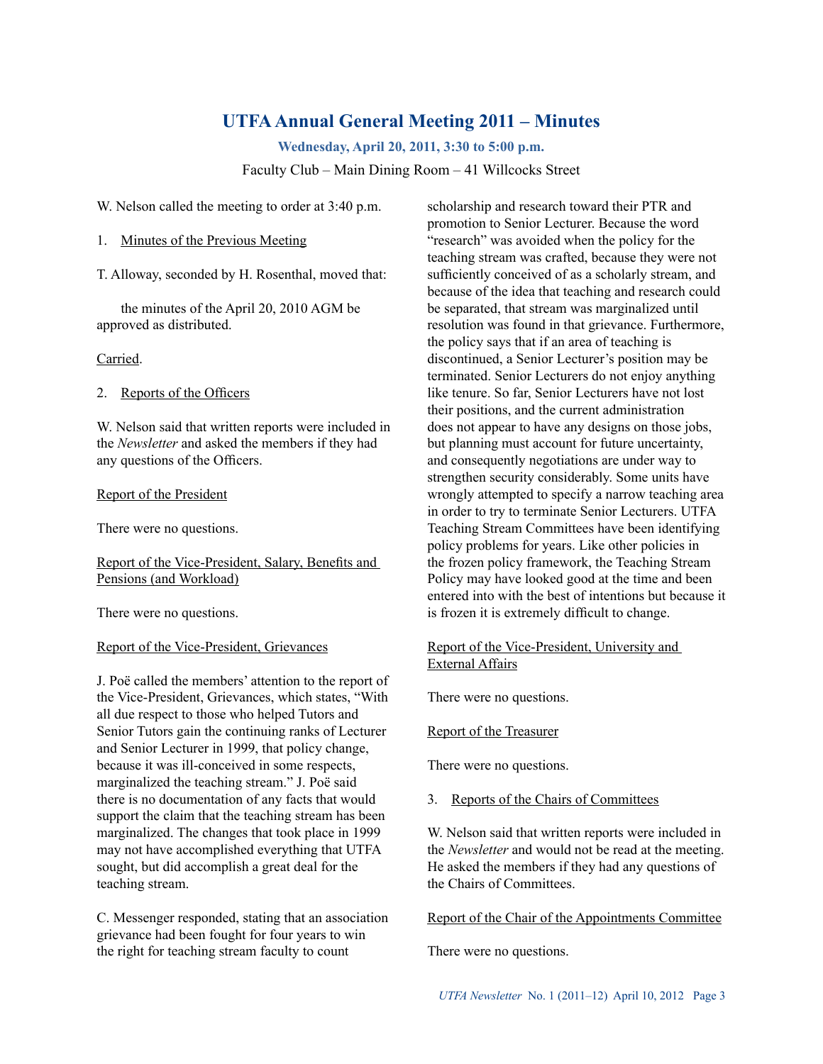# UTFA Annual General Meeting 2011 – Minutes

**Wednesday, April 20, 2011, 3:30 to 5:00 p.m.**

Faculty Club – Main Dining Room – 41 Willcocks Street

W. Nelson called the meeting to order at 3:40 p.m.

1. Minutes of the Previous Meeting

T. Alloway, seconded by H. Rosenthal, moved that:

> the minutes of the April 20, 2010 AGM be approved as distributed.

Carried.

2. Reports of the Officers

W. Nelson said that written reports were included in the *Newsletter* and asked the members if they had any questions of the Officers.

Report of the President

There were no questions.

Report of the Vice-President, Salary, Benefits and Pensions (and Workload)

There were no questions.

Report of the Vice-President, Grievances

J. Poë called the members' attention to the report of the Vice-President, Grievances, which states, "With all due respect to those who helped Tutors and Senior Tutors gain the continuing ranks of Lecturer and Senior Lecturer in 1999, that policy change, because it was ill-conceived in some respects, marginalized the teaching stream." J. Poë said there is no documentation of any facts that would support the claim that the teaching stream has been marginalized. The changes that took place in 1999 may not have accomplished everything that UTFA sought, but did accomplish a great deal for the teaching stream.

C. Messenger responded, stating that an association grievance had been fought for four years to win the right for teaching stream faculty to count scholarship and research toward their PTR and promotion to Senior Lecturer. Because the word "research" was avoided when the policy for the teaching stream was crafted, because they were not sufficiently conceived of as a scholarly stream, and because of the idea that teaching and research could be separated, that stream was marginalized until resolution was found in that grievance. Furthermore, the policy says that if an area of teaching is discontinued, a Senior Lecturer's position may be terminated. Senior Lecturers do not enjoy anything like tenure. So far, Senior Lecturers have not lost their positions, and the current administration does not appear to have any designs on those jobs, but planning must account for future uncertainty, and consequently negotiations are under way to strengthen security considerably. Some units have wrongly attempted to specify a narrow teaching area in order to try to terminate Senior Lecturers. UTFA Teaching Stream Committees have been identifying policy problems for years. Like other policies in the frozen policy framework, the Teaching Stream Policy may have looked good at the time and been entered into with the best of intentions but because it is frozen it is extremely difficult to change.

Report of the Vice-President, University and External Affairs

There were no questions.

Report of the Treasurer

There were no questions.

3. Reports of the Chairs of Committees

W. Nelson said that written reports were included in the *Newsletter* and would not be read at the meeting. He asked the members if they had any questions of the Chairs of Committees.

Report of the Chair of the Appointments Committee

There were no questions.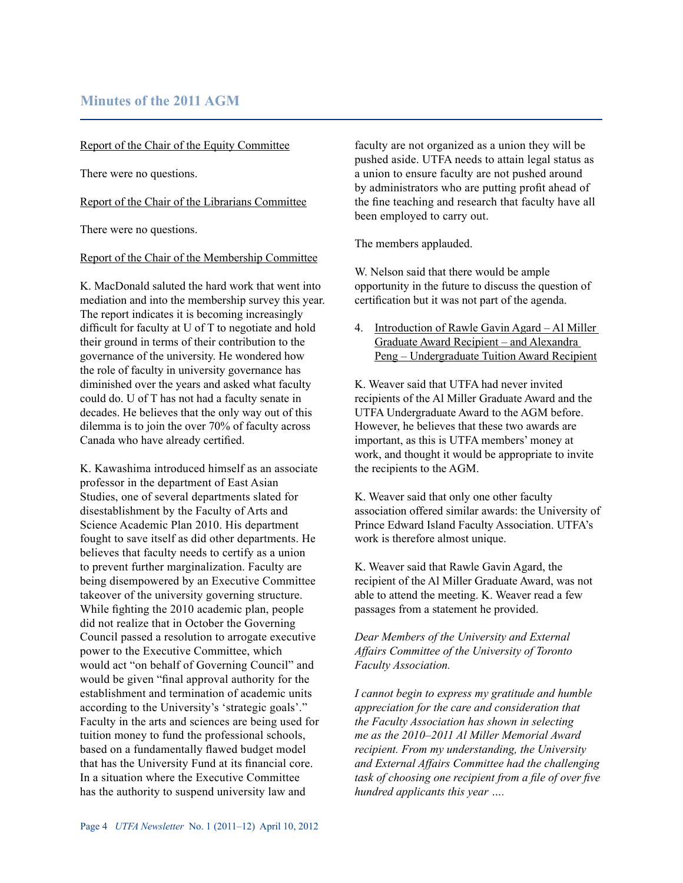## Minutes of the 2011 AGM

Report of the Chair of the Equity Committee

There were no questions.

Report of the Chair of the Librarians Committee

There were no questions.

Report of the Chair of the Membership Committee

K. MacDonald saluted the hard work that went into mediation and into the membership survey this year. The report indicates it is becoming increasingly difficult for faculty at U of T to negotiate and hold their ground in terms of their contribution to the governance of the university. He wondered how the role of faculty in university governance has diminished over the years and asked what faculty could do. U of T has not had a faculty senate in decades. He believes that the only way out of this dilemma is to join the over 70% of faculty across Canada who have already certified.

K. Kawashima introduced himself as an associate professor in the department of East Asian Studies, one of several departments slated for disestablishment by the Faculty of Arts and Science Academic Plan 2010. His department fought to save itself as did other departments. He believes that faculty needs to certify as a union to prevent further marginalization. Faculty are being disempowered by an Executive Committee takeover of the university governing structure. While fighting the 2010 academic plan, people did not realize that in October the Governing Council passed a resolution to arrogate executive power to the Executive Committee, which would act "on behalf of Governing Council" and would be given "final approval authority for the establishment and termination of academic units according to the University's 'strategic goals'." Faculty in the arts and sciences are being used for tuition money to fund the professional schools, based on a fundamentally flawed budget model that has the University Fund at its financial core. In a situation where the Executive Committee has the authority to suspend university law and faculty are not organized as a union they will be pushed aside. UTFA needs to attain legal status as a union to ensure faculty are not pushed around by administrators who are putting profit ahead of the fine teaching and research that faculty have all been employed to carry out.

The members applauded.

W. Nelson said that there would be ample opportunity in the future to discuss the question of certification but it was not part of the agenda.

4. Introduction of Rawle Gavin Agard – Al Miller Graduate Award Recipient – and Alexandra Peng – Undergraduate Tuition Award Recipient

K. Weaver said that UTFA had never invited recipients of the Al Miller Graduate Award and the UTFA Undergraduate Award to the AGM before. However, he believes that these two awards are important, as this is UTFA members' money at work, and thought it would be appropriate to invite the recipients to the AGM.

K. Weaver said that only one other faculty association offered similar awards: the University of Prince Edward Island Faculty Association. UTFA's work is therefore almost unique.

K. Weaver said that Rawle Gavin Agard, the recipient of the Al Miller Graduate Award, was not able to attend the meeting. K. Weaver read a few passages from a statement he provided.

*Dear Members of the University and External Affairs Committee of the University of Toronto Faculty Association.*

*I cannot begin to express my gratitude and humble appreciation for the care and consideration that the Faculty Association has shown in selecting me as the 2010–2011 Al Miller Memorial Award recipient. From my understanding, the University and External Affairs Committee had the challenging task of choosing one recipient from a file of over five hundred applicants this year ….*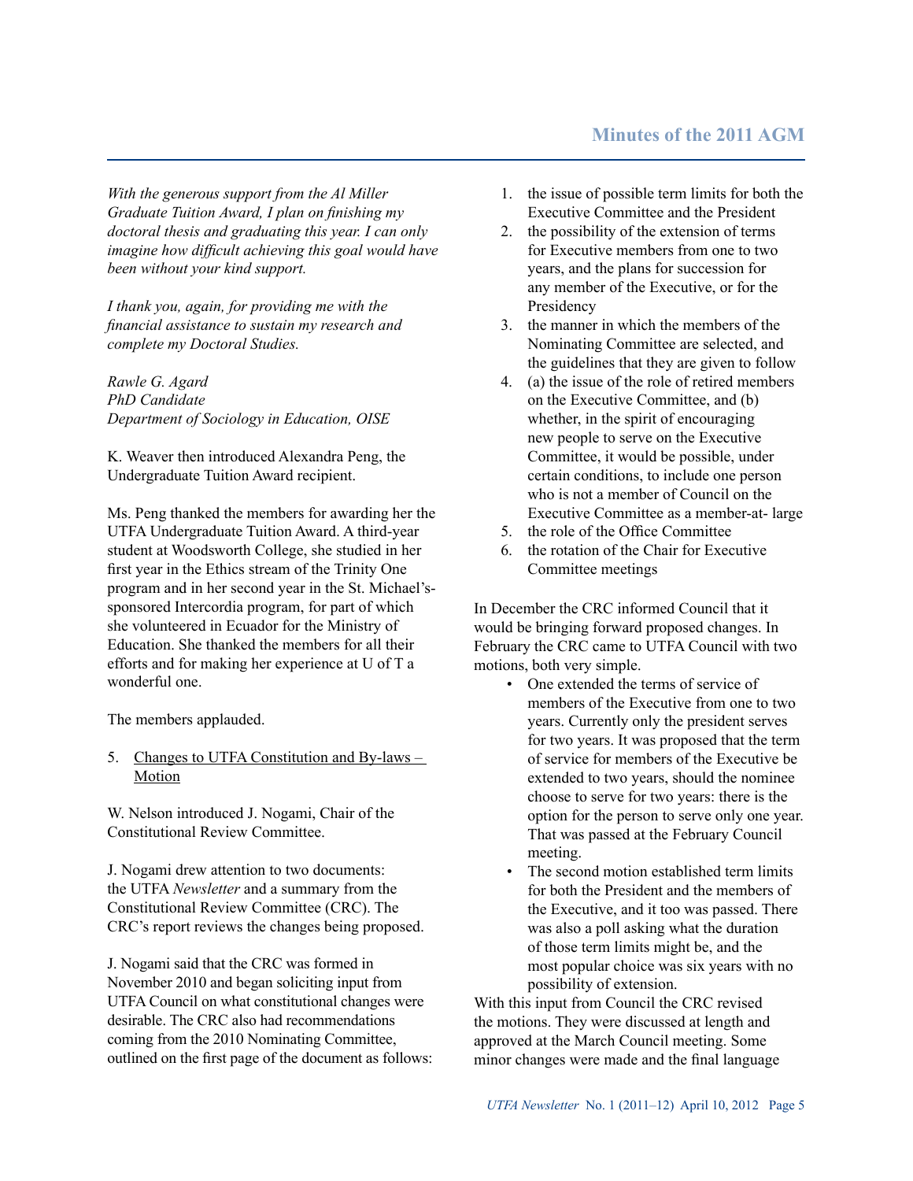*With the generous support from the Al Miller Graduate Tuition Award, I plan on finishing my doctoral thesis and graduating this year. I can only imagine how difficult achieving this goal would have been without your kind support.*

*I thank you, again, for providing me with the financial assistance to sustain my research and complete my Doctoral Studies.*

*Rawle G. Agard*
*PhD Candidate*
*Department of Sociology in Education, OISE*

K. Weaver then introduced Alexandra Peng, the Undergraduate Tuition Award recipient.

Ms. Peng thanked the members for awarding her the UTFA Undergraduate Tuition Award. A third-year student at Woodsworth College, she studied in her first year in the Ethics stream of the Trinity One program and in her second year in the St. Michael's-sponsored Intercordia program, for part of which she volunteered in Ecuador for the Ministry of Education. She thanked the members for all their efforts and for making her experience at U of T a wonderful one.

The members applauded.

5. Changes to UTFA Constitution and By-laws – Motion

W. Nelson introduced J. Nogami, Chair of the Constitutional Review Committee.

J. Nogami drew attention to two documents: the UTFA *Newsletter* and a summary from the Constitutional Review Committee (CRC). The CRC's report reviews the changes being proposed.

J. Nogami said that the CRC was formed in November 2010 and began soliciting input from UTFA Council on what constitutional changes were desirable. The CRC also had recommendations coming from the 2010 Nominating Committee, outlined on the first page of the document as follows:

1. the issue of possible term limits for both the Executive Committee and the President
2. the possibility of the extension of terms for Executive members from one to two years, and the plans for succession for any member of the Executive, or for the Presidency
3. the manner in which the members of the Nominating Committee are selected, and the guidelines that they are given to follow
4. (a) the issue of the role of retired members on the Executive Committee, and (b) whether, in the spirit of encouraging new people to serve on the Executive Committee, it would be possible, under certain conditions, to include one person who is not a member of Council on the Executive Committee as a member-at- large
5. the role of the Office Committee
6. the rotation of the Chair for Executive Committee meetings

In December the CRC informed Council that it would be bringing forward proposed changes. In February the CRC came to UTFA Council with two motions, both very simple.

- One extended the terms of service of members of the Executive from one to two years. Currently only the president serves for two years. It was proposed that the term of service for members of the Executive be extended to two years, should the nominee choose to serve for two years: there is the option for the person to serve only one year. That was passed at the February Council meeting.
- The second motion established term limits for both the President and the members of the Executive, and it too was passed. There was also a poll asking what the duration of those term limits might be, and the most popular choice was six years with no possibility of extension.

With this input from Council the CRC revised the motions. They were discussed at length and approved at the March Council meeting. Some minor changes were made and the final language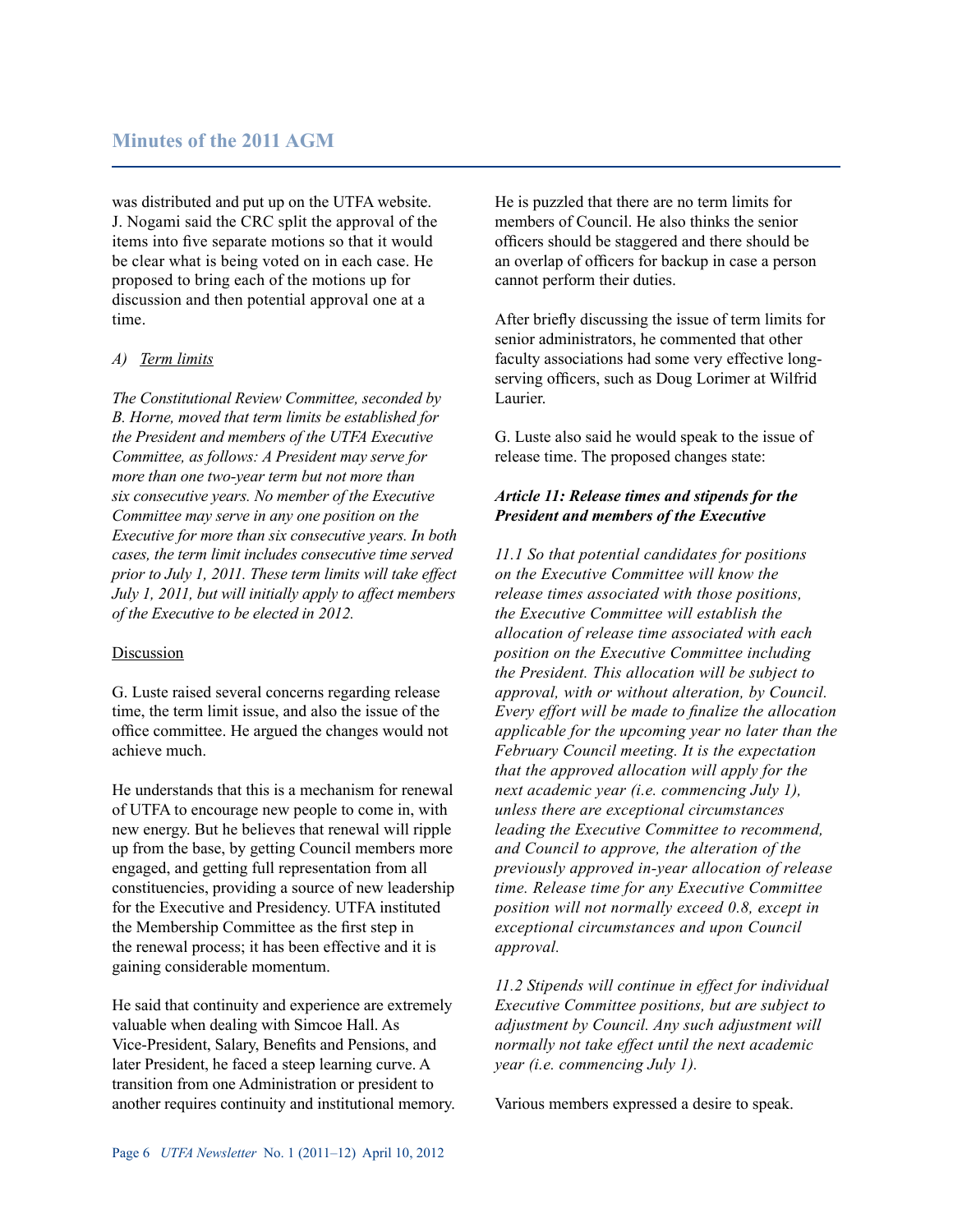was distributed and put up on the UTFA website. J. Nogami said the CRC split the approval of the items into five separate motions so that it would be clear what is being voted on in each case. He proposed to bring each of the motions up for discussion and then potential approval one at a time.

*A) Term limits*

*The Constitutional Review Committee, seconded by B. Horne, moved that term limits be established for the President and members of the UTFA Executive Committee, as follows: A President may serve for more than one two-year term but not more than six consecutive years. No member of the Executive Committee may serve in any one position on the Executive for more than six consecutive years. In both cases, the term limit includes consecutive time served prior to July 1, 2011. These term limits will take effect July 1, 2011, but will initially apply to affect members of the Executive to be elected in 2012.*

Discussion

G. Luste raised several concerns regarding release time, the term limit issue, and also the issue of the office committee. He argued the changes would not achieve much.

He understands that this is a mechanism for renewal of UTFA to encourage new people to come in, with new energy. But he believes that renewal will ripple up from the base, by getting Council members more engaged, and getting full representation from all constituencies, providing a source of new leadership for the Executive and Presidency. UTFA instituted the Membership Committee as the first step in the renewal process; it has been effective and it is gaining considerable momentum.

He said that continuity and experience are extremely valuable when dealing with Simcoe Hall. As Vice-President, Salary, Benefits and Pensions, and later President, he faced a steep learning curve. A transition from one Administration or president to another requires continuity and institutional memory. He is puzzled that there are no term limits for members of Council. He also thinks the senior officers should be staggered and there should be an overlap of officers for backup in case a person cannot perform their duties.

After briefly discussing the issue of term limits for senior administrators, he commented that other faculty associations had some very effective long-serving officers, such as Doug Lorimer at Wilfrid Laurier.

G. Luste also said he would speak to the issue of release time. The proposed changes state:

***Article 11: Release times and stipends for the President and members of the Executive***

*11.1 So that potential candidates for positions on the Executive Committee will know the release times associated with those positions, the Executive Committee will establish the allocation of release time associated with each position on the Executive Committee including the President. This allocation will be subject to approval, with or without alteration, by Council. Every effort will be made to finalize the allocation applicable for the upcoming year no later than the February Council meeting. It is the expectation that the approved allocation will apply for the next academic year (i.e. commencing July 1), unless there are exceptional circumstances leading the Executive Committee to recommend, and Council to approve, the alteration of the previously approved in-year allocation of release time. Release time for any Executive Committee position will not normally exceed 0.8, except in exceptional circumstances and upon Council approval.*

*11.2 Stipends will continue in effect for individual Executive Committee positions, but are subject to adjustment by Council. Any such adjustment will normally not take effect until the next academic year (i.e. commencing July 1).*

Various members expressed a desire to speak.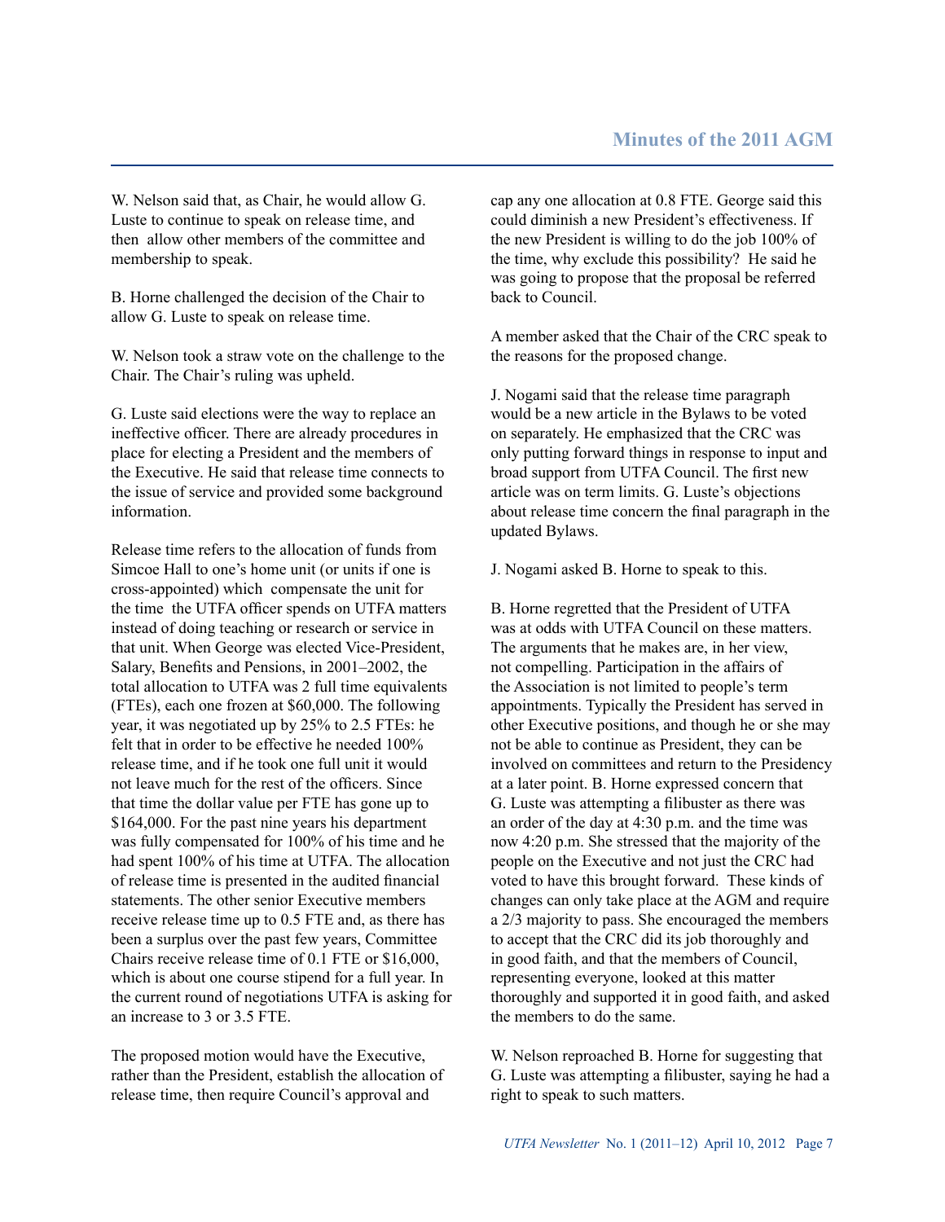W. Nelson said that, as Chair, he would allow G. Luste to continue to speak on release time, and then allow other members of the committee and membership to speak.

B. Horne challenged the decision of the Chair to allow G. Luste to speak on release time.

W. Nelson took a straw vote on the challenge to the Chair. The Chair's ruling was upheld.

G. Luste said elections were the way to replace an ineffective officer. There are already procedures in place for electing a President and the members of the Executive. He said that release time connects to the issue of service and provided some background information.

Release time refers to the allocation of funds from Simcoe Hall to one's home unit (or units if one is cross-appointed) which compensate the unit for the time the UTFA officer spends on UTFA matters instead of doing teaching or research or service in that unit. When George was elected Vice-President, Salary, Benefits and Pensions, in 2001–2002, the total allocation to UTFA was 2 full time equivalents (FTEs), each one frozen at $60,000. The following year, it was negotiated up by 25% to 2.5 FTEs: he felt that in order to be effective he needed 100% release time, and if he took one full unit it would not leave much for the rest of the officers. Since that time the dollar value per FTE has gone up to $164,000. For the past nine years his department was fully compensated for 100% of his time and he had spent 100% of his time at UTFA. The allocation of release time is presented in the audited financial statements. The other senior Executive members receive release time up to 0.5 FTE and, as there has been a surplus over the past few years, Committee Chairs receive release time of 0.1 FTE or $16,000, which is about one course stipend for a full year. In the current round of negotiations UTFA is asking for an increase to 3 or 3.5 FTE.

The proposed motion would have the Executive, rather than the President, establish the allocation of release time, then require Council's approval and cap any one allocation at 0.8 FTE. George said this could diminish a new President's effectiveness. If the new President is willing to do the job 100% of the time, why exclude this possibility? He said he was going to propose that the proposal be referred back to Council.

A member asked that the Chair of the CRC speak to the reasons for the proposed change.

J. Nogami said that the release time paragraph would be a new article in the Bylaws to be voted on separately. He emphasized that the CRC was only putting forward things in response to input and broad support from UTFA Council. The first new article was on term limits. G. Luste's objections about release time concern the final paragraph in the updated Bylaws.

J. Nogami asked B. Horne to speak to this.

B. Horne regretted that the President of UTFA was at odds with UTFA Council on these matters. The arguments that he makes are, in her view, not compelling. Participation in the affairs of the Association is not limited to people's term appointments. Typically the President has served in other Executive positions, and though he or she may not be able to continue as President, they can be involved on committees and return to the Presidency at a later point. B. Horne expressed concern that G. Luste was attempting a filibuster as there was an order of the day at 4:30 p.m. and the time was now 4:20 p.m. She stressed that the majority of the people on the Executive and not just the CRC had voted to have this brought forward. These kinds of changes can only take place at the AGM and require a 2/3 majority to pass. She encouraged the members to accept that the CRC did its job thoroughly and in good faith, and that the members of Council, representing everyone, looked at this matter thoroughly and supported it in good faith, and asked the members to do the same.

W. Nelson reproached B. Horne for suggesting that G. Luste was attempting a filibuster, saying he had a right to speak to such matters.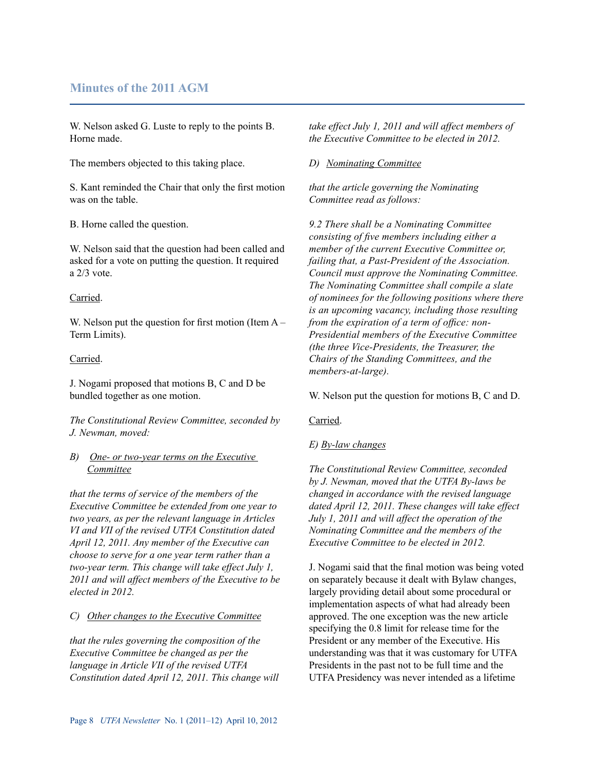## Minutes of the 2011 AGM

W. Nelson asked G. Luste to reply to the points B. Horne made.

The members objected to this taking place.

S. Kant reminded the Chair that only the first motion was on the table.

B. Horne called the question.

W. Nelson said that the question had been called and asked for a vote on putting the question. It required a 2/3 vote.

Carried.

W. Nelson put the question for first motion (Item A – Term Limits).

Carried.

J. Nogami proposed that motions B, C and D be bundled together as one motion.

*The Constitutional Review Committee, seconded by J. Newman, moved:*

*B) One- or two-year terms on the Executive Committee*

*that the terms of service of the members of the Executive Committee be extended from one year to two years, as per the relevant language in Articles VI and VII of the revised UTFA Constitution dated April 12, 2011. Any member of the Executive can choose to serve for a one year term rather than a two-year term. This change will take effect July 1, 2011 and will affect members of the Executive to be elected in 2012.*

*C) Other changes to the Executive Committee*

*that the rules governing the composition of the Executive Committee be changed as per the language in Article VII of the revised UTFA Constitution dated April 12, 2011. This change will take effect July 1, 2011 and will affect members of the Executive Committee to be elected in 2012.*

*D) Nominating Committee*

*that the article governing the Nominating Committee read as follows:*

*9.2 There shall be a Nominating Committee consisting of five members including either a member of the current Executive Committee or, failing that, a Past-President of the Association. Council must approve the Nominating Committee. The Nominating Committee shall compile a slate of nominees for the following positions where there is an upcoming vacancy, including those resulting from the expiration of a term of office: non-Presidential members of the Executive Committee (the three Vice-Presidents, the Treasurer, the Chairs of the Standing Committees, and the members-at-large).*

W. Nelson put the question for motions B, C and D.

Carried.

*E) By-law changes*

*The Constitutional Review Committee, seconded by J. Newman, moved that the UTFA By-laws be changed in accordance with the revised language dated April 12, 2011. These changes will take effect July 1, 2011 and will affect the operation of the Nominating Committee and the members of the Executive Committee to be elected in 2012.*

J. Nogami said that the final motion was being voted on separately because it dealt with Bylaw changes, largely providing detail about some procedural or implementation aspects of what had already been approved. The one exception was the new article specifying the 0.8 limit for release time for the President or any member of the Executive. His understanding was that it was customary for UTFA Presidents in the past not to be full time and the UTFA Presidency was never intended as a lifetime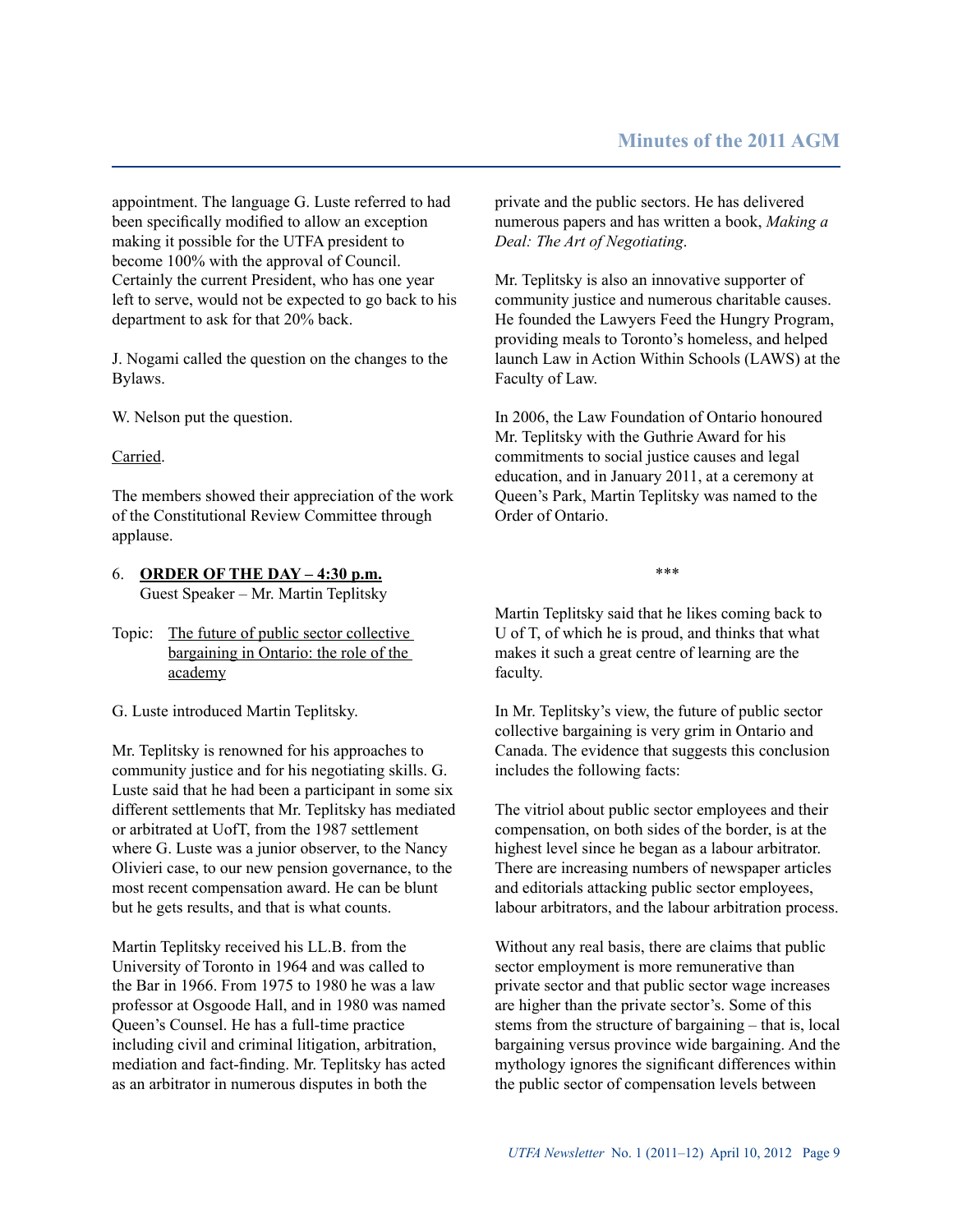appointment. The language G. Luste referred to had been specifically modified to allow an exception making it possible for the UTFA president to become 100% with the approval of Council. Certainly the current President, who has one year left to serve, would not be expected to go back to his department to ask for that 20% back.

J. Nogami called the question on the changes to the Bylaws.

W. Nelson put the question.

<u>Carried</u>.

The members showed their appreciation of the work of the Constitutional Review Committee through applause.

6. **<u>ORDER OF THE DAY – 4:30 p.m.</u>**
   Guest Speaker – Mr. Martin Teplitsky

Topic: <u>The future of public sector collective bargaining in Ontario: the role of the academy</u>

G. Luste introduced Martin Teplitsky.

Mr. Teplitsky is renowned for his approaches to community justice and for his negotiating skills. G. Luste said that he had been a participant in some six different settlements that Mr. Teplitsky has mediated or arbitrated at UofT, from the 1987 settlement where G. Luste was a junior observer, to the Nancy Olivieri case, to our new pension governance, to the most recent compensation award. He can be blunt but he gets results, and that is what counts.

Martin Teplitsky received his LL.B. from the University of Toronto in 1964 and was called to the Bar in 1966. From 1975 to 1980 he was a law professor at Osgoode Hall, and in 1980 was named Queen's Counsel. He has a full-time practice including civil and criminal litigation, arbitration, mediation and fact-finding. Mr. Teplitsky has acted as an arbitrator in numerous disputes in both the private and the public sectors. He has delivered numerous papers and has written a book, *Making a Deal: The Art of Negotiating*.

Mr. Teplitsky is also an innovative supporter of community justice and numerous charitable causes. He founded the Lawyers Feed the Hungry Program, providing meals to Toronto's homeless, and helped launch Law in Action Within Schools (LAWS) at the Faculty of Law.

In 2006, the Law Foundation of Ontario honoured Mr. Teplitsky with the Guthrie Award for his commitments to social justice causes and legal education, and in January 2011, at a ceremony at Queen's Park, Martin Teplitsky was named to the Order of Ontario.

***

Martin Teplitsky said that he likes coming back to U of T, of which he is proud, and thinks that what makes it such a great centre of learning are the faculty.

In Mr. Teplitsky's view, the future of public sector collective bargaining is very grim in Ontario and Canada. The evidence that suggests this conclusion includes the following facts:

The vitriol about public sector employees and their compensation, on both sides of the border, is at the highest level since he began as a labour arbitrator. There are increasing numbers of newspaper articles and editorials attacking public sector employees, labour arbitrators, and the labour arbitration process.

Without any real basis, there are claims that public sector employment is more remunerative than private sector and that public sector wage increases are higher than the private sector's. Some of this stems from the structure of bargaining – that is, local bargaining versus province wide bargaining. And the mythology ignores the significant differences within the public sector of compensation levels between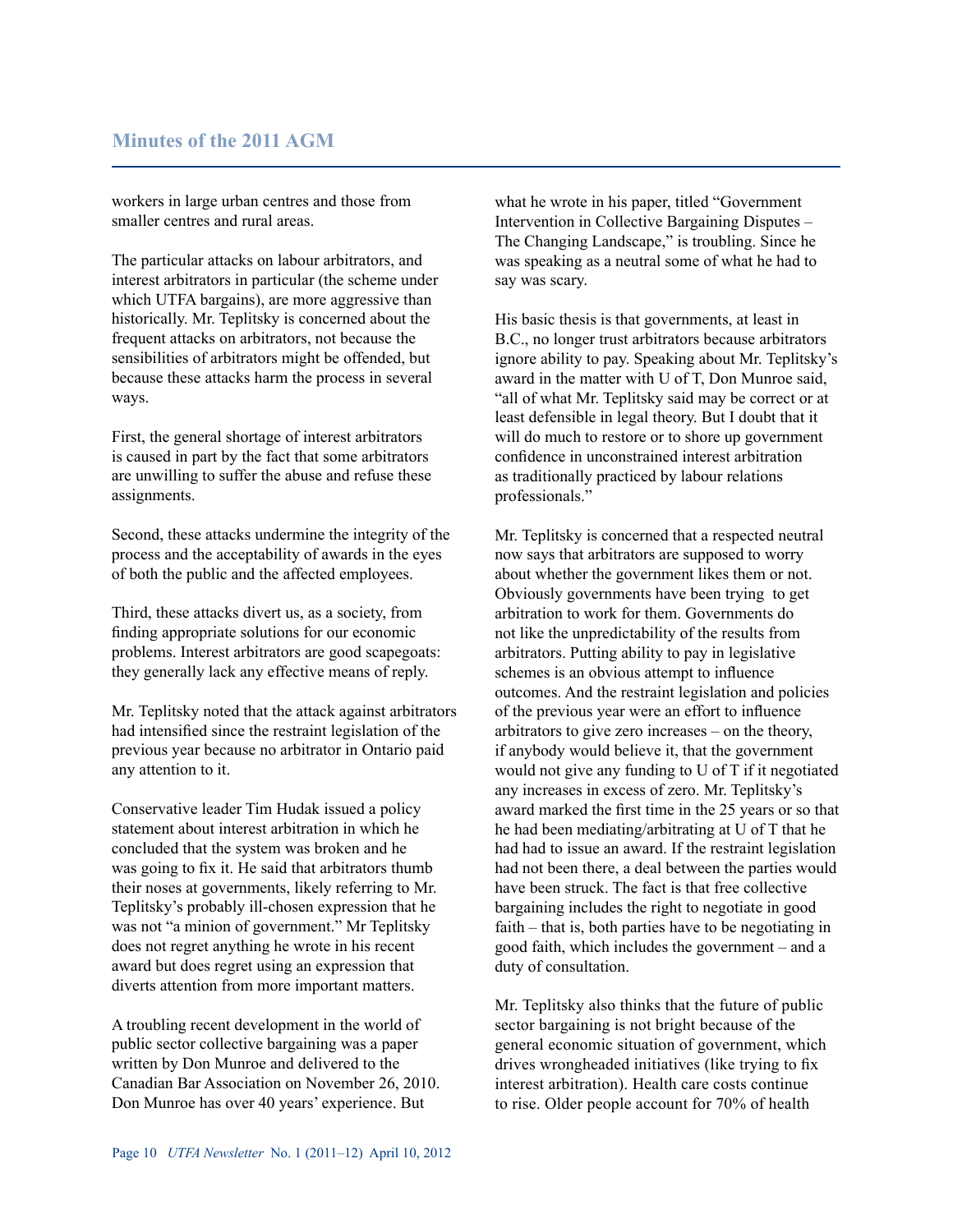workers in large urban centres and those from smaller centres and rural areas.

The particular attacks on labour arbitrators, and interest arbitrators in particular (the scheme under which UTFA bargains), are more aggressive than historically. Mr. Teplitsky is concerned about the frequent attacks on arbitrators, not because the sensibilities of arbitrators might be offended, but because these attacks harm the process in several ways.

First, the general shortage of interest arbitrators is caused in part by the fact that some arbitrators are unwilling to suffer the abuse and refuse these assignments.

Second, these attacks undermine the integrity of the process and the acceptability of awards in the eyes of both the public and the affected employees.

Third, these attacks divert us, as a society, from finding appropriate solutions for our economic problems. Interest arbitrators are good scapegoats: they generally lack any effective means of reply.

Mr. Teplitsky noted that the attack against arbitrators had intensified since the restraint legislation of the previous year because no arbitrator in Ontario paid any attention to it.

Conservative leader Tim Hudak issued a policy statement about interest arbitration in which he concluded that the system was broken and he was going to fix it. He said that arbitrators thumb their noses at governments, likely referring to Mr. Teplitsky's probably ill-chosen expression that he was not "a minion of government." Mr Teplitsky does not regret anything he wrote in his recent award but does regret using an expression that diverts attention from more important matters.

A troubling recent development in the world of public sector collective bargaining was a paper written by Don Munroe and delivered to the Canadian Bar Association on November 26, 2010. Don Munroe has over 40 years' experience. But what he wrote in his paper, titled "Government Intervention in Collective Bargaining Disputes – The Changing Landscape," is troubling. Since he was speaking as a neutral some of what he had to say was scary.

His basic thesis is that governments, at least in B.C., no longer trust arbitrators because arbitrators ignore ability to pay. Speaking about Mr. Teplitsky's award in the matter with U of T, Don Munroe said, "all of what Mr. Teplitsky said may be correct or at least defensible in legal theory. But I doubt that it will do much to restore or to shore up government confidence in unconstrained interest arbitration as traditionally practiced by labour relations professionals."

Mr. Teplitsky is concerned that a respected neutral now says that arbitrators are supposed to worry about whether the government likes them or not. Obviously governments have been trying to get arbitration to work for them. Governments do not like the unpredictability of the results from arbitrators. Putting ability to pay in legislative schemes is an obvious attempt to influence outcomes. And the restraint legislation and policies of the previous year were an effort to influence arbitrators to give zero increases – on the theory, if anybody would believe it, that the government would not give any funding to U of T if it negotiated any increases in excess of zero. Mr. Teplitsky's award marked the first time in the 25 years or so that he had been mediating/arbitrating at U of T that he had had to issue an award. If the restraint legislation had not been there, a deal between the parties would have been struck. The fact is that free collective bargaining includes the right to negotiate in good faith – that is, both parties have to be negotiating in good faith, which includes the government – and a duty of consultation.

Mr. Teplitsky also thinks that the future of public sector bargaining is not bright because of the general economic situation of government, which drives wrongheaded initiatives (like trying to fix interest arbitration). Health care costs continue to rise. Older people account for 70% of health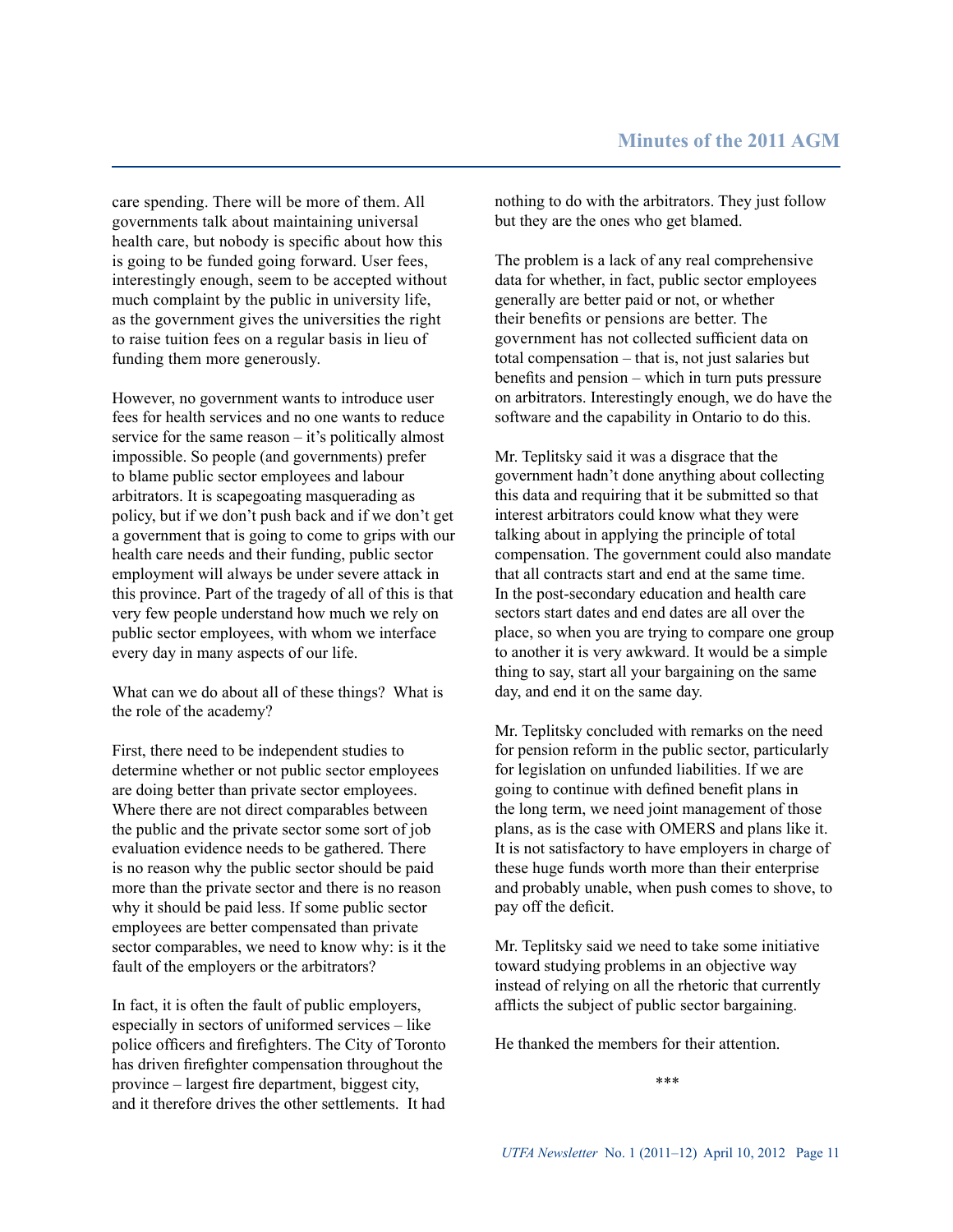care spending. There will be more of them. All governments talk about maintaining universal health care, but nobody is specific about how this is going to be funded going forward. User fees, interestingly enough, seem to be accepted without much complaint by the public in university life, as the government gives the universities the right to raise tuition fees on a regular basis in lieu of funding them more generously.

However, no government wants to introduce user fees for health services and no one wants to reduce service for the same reason – it's politically almost impossible. So people (and governments) prefer to blame public sector employees and labour arbitrators. It is scapegoating masquerading as policy, but if we don't push back and if we don't get a government that is going to come to grips with our health care needs and their funding, public sector employment will always be under severe attack in this province. Part of the tragedy of all of this is that very few people understand how much we rely on public sector employees, with whom we interface every day in many aspects of our life.

What can we do about all of these things? What is the role of the academy?

First, there need to be independent studies to determine whether or not public sector employees are doing better than private sector employees. Where there are not direct comparables between the public and the private sector some sort of job evaluation evidence needs to be gathered. There is no reason why the public sector should be paid more than the private sector and there is no reason why it should be paid less. If some public sector employees are better compensated than private sector comparables, we need to know why: is it the fault of the employers or the arbitrators?

In fact, it is often the fault of public employers, especially in sectors of uniformed services – like police officers and firefighters. The City of Toronto has driven firefighter compensation throughout the province – largest fire department, biggest city, and it therefore drives the other settlements. It had nothing to do with the arbitrators. They just follow but they are the ones who get blamed.

The problem is a lack of any real comprehensive data for whether, in fact, public sector employees generally are better paid or not, or whether their benefits or pensions are better. The government has not collected sufficient data on total compensation – that is, not just salaries but benefits and pension – which in turn puts pressure on arbitrators. Interestingly enough, we do have the software and the capability in Ontario to do this.

Mr. Teplitsky said it was a disgrace that the government hadn't done anything about collecting this data and requiring that it be submitted so that interest arbitrators could know what they were talking about in applying the principle of total compensation. The government could also mandate that all contracts start and end at the same time. In the post-secondary education and health care sectors start dates and end dates are all over the place, so when you are trying to compare one group to another it is very awkward. It would be a simple thing to say, start all your bargaining on the same day, and end it on the same day.

Mr. Teplitsky concluded with remarks on the need for pension reform in the public sector, particularly for legislation on unfunded liabilities. If we are going to continue with defined benefit plans in the long term, we need joint management of those plans, as is the case with OMERS and plans like it. It is not satisfactory to have employers in charge of these huge funds worth more than their enterprise and probably unable, when push comes to shove, to pay off the deficit.

Mr. Teplitsky said we need to take some initiative toward studying problems in an objective way instead of relying on all the rhetoric that currently afflicts the subject of public sector bargaining.

He thanked the members for their attention.

***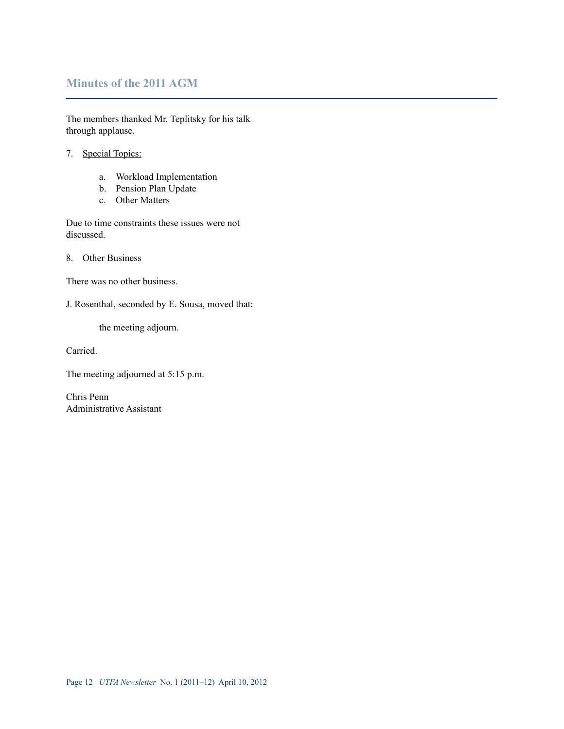## Minutes of the 2011 AGM

The members thanked Mr. Teplitsky for his talk through applause.

7. Special Topics:

    a. Workload Implementation
    b. Pension Plan Update
    c. Other Matters

Due to time constraints these issues were not discussed.

8. Other Business

There was no other business.

J. Rosenthal, seconded by E. Sousa, moved that:

> the meeting adjourn.

Carried.

The meeting adjourned at 5:15 p.m.

Chris Penn
Administrative Assistant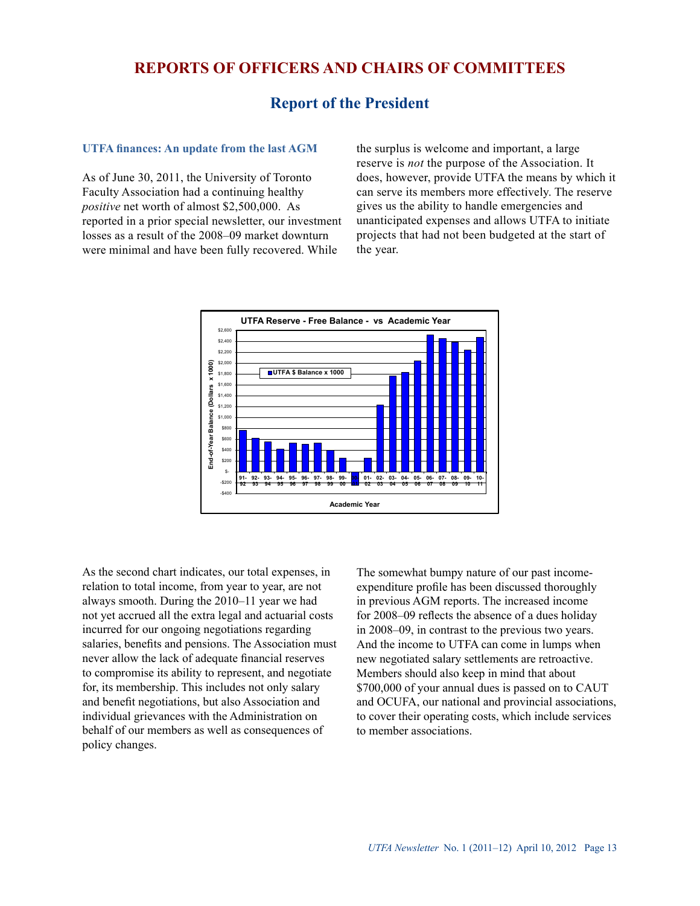# REPORTS OF OFFICERS AND CHAIRS OF COMMITTEES

## Report of the President

### UTFA finances: An update from the last AGM

As of June 30, 2011, the University of Toronto Faculty Association had a continuing healthy *positive* net worth of almost $2,500,000. As reported in a prior special newsletter, our investment losses as a result of the 2008–09 market downturn were minimal and have been fully recovered. While the surplus is welcome and important, a large reserve is *not* the purpose of the Association. It does, however, provide UTFA the means by which it can serve its members more effectively. The reserve gives us the ability to handle emergencies and unanticipated expenses and allows UTFA to initiate projects that had not been budgeted at the start of the year.

As the second chart indicates, our total expenses, in relation to total income, from year to year, are not always smooth. During the 2010–11 year we had not yet accrued all the extra legal and actuarial costs incurred for our ongoing negotiations regarding salaries, benefits and pensions. The Association must never allow the lack of adequate financial reserves to compromise its ability to represent, and negotiate for, its membership. This includes not only salary and benefit negotiations, but also Association and individual grievances with the Administration on behalf of our members as well as consequences of policy changes.

The somewhat bumpy nature of our past income-expenditure profile has been discussed thoroughly in previous AGM reports. The increased income for 2008–09 reflects the absence of a dues holiday in 2008–09, in contrast to the previous two years. And the income to UTFA can come in lumps when new negotiated salary settlements are retroactive. Members should also keep in mind that about $700,000 of your annual dues is passed on to CAUT and OCUFA, our national and provincial associations, to cover their operating costs, which include services to member associations.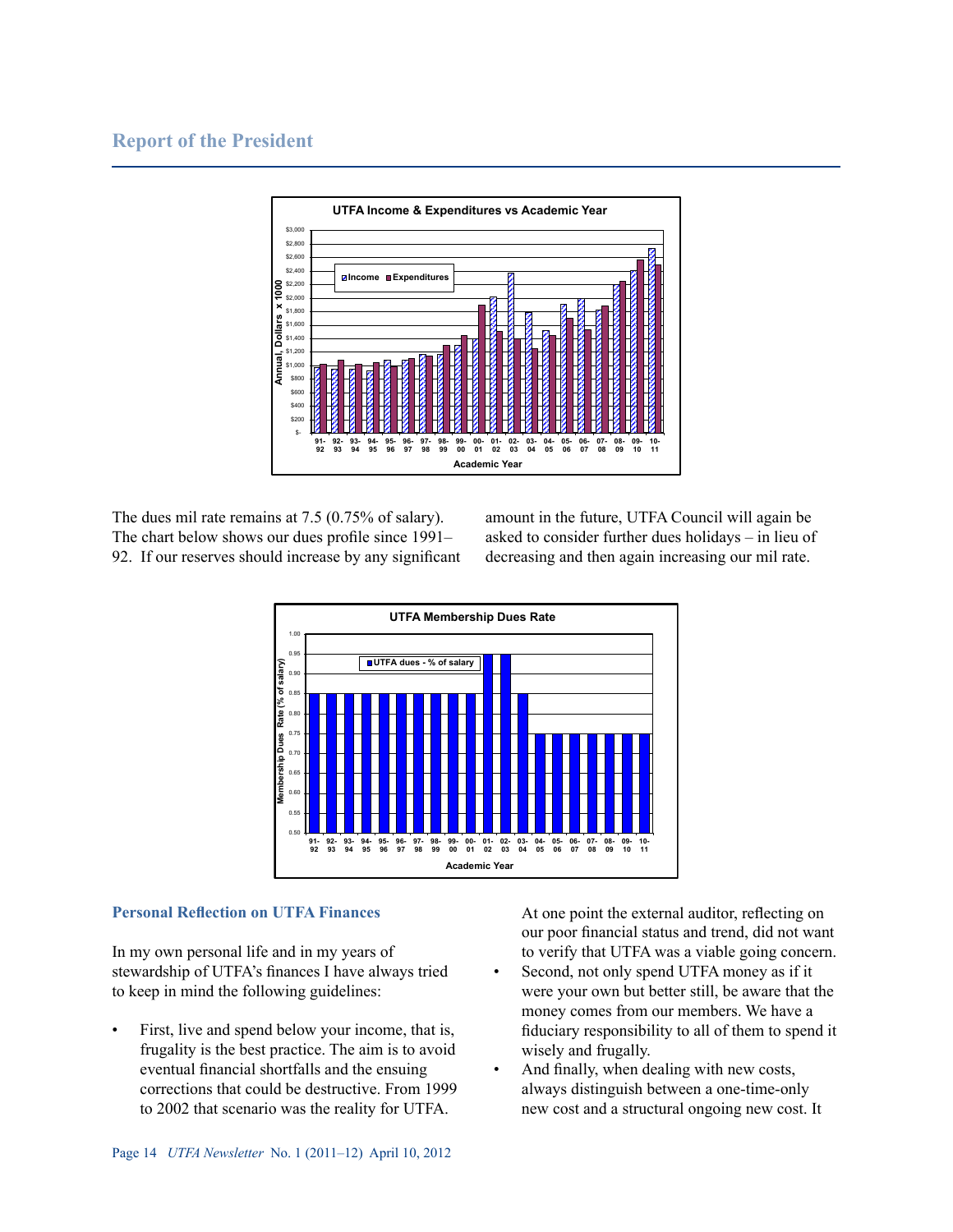## Report of the President

The dues mil rate remains at 7.5 (0.75% of salary). The chart below shows our dues profile since 1991–92. If our reserves should increase by any significant amount in the future, UTFA Council will again be asked to consider further dues holidays – in lieu of decreasing and then again increasing our mil rate.

### Personal Reflection on UTFA Finances

In my own personal life and in my years of stewardship of UTFA's finances I have always tried to keep in mind the following guidelines:

- First, live and spend below your income, that is, frugality is the best practice. The aim is to avoid eventual financial shortfalls and the ensuing corrections that could be destructive. From 1999 to 2002 that scenario was the reality for UTFA. At one point the external auditor, reflecting on our poor financial status and trend, did not want to verify that UTFA was a viable going concern.
- Second, not only spend UTFA money as if it were your own but better still, be aware that the money comes from our members. We have a fiduciary responsibility to all of them to spend it wisely and frugally.
- And finally, when dealing with new costs, always distinguish between a one-time-only new cost and a structural ongoing new cost. It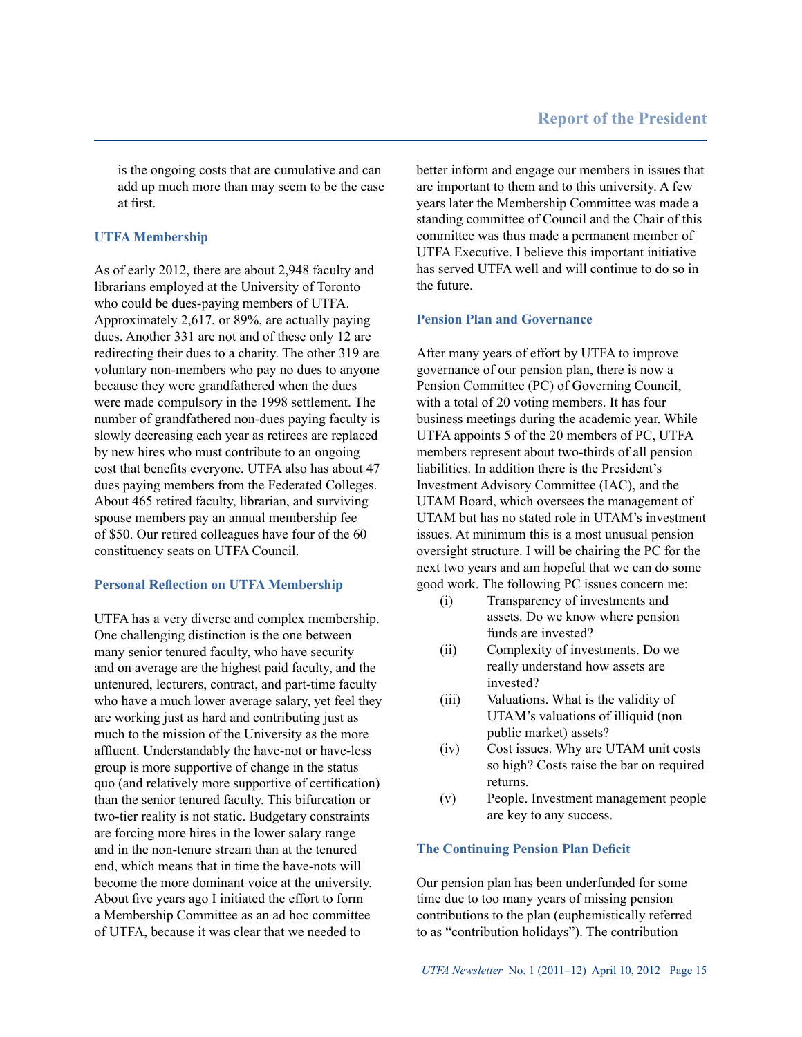is the ongoing costs that are cumulative and can add up much more than may seem to be the case at first.

### UTFA Membership

As of early 2012, there are about 2,948 faculty and librarians employed at the University of Toronto who could be dues-paying members of UTFA. Approximately 2,617, or 89%, are actually paying dues. Another 331 are not and of these only 12 are redirecting their dues to a charity. The other 319 are voluntary non-members who pay no dues to anyone because they were grandfathered when the dues were made compulsory in the 1998 settlement. The number of grandfathered non-dues paying faculty is slowly decreasing each year as retirees are replaced by new hires who must contribute to an ongoing cost that benefits everyone. UTFA also has about 47 dues paying members from the Federated Colleges. About 465 retired faculty, librarian, and surviving spouse members pay an annual membership fee of $50. Our retired colleagues have four of the 60 constituency seats on UTFA Council.

### Personal Reflection on UTFA Membership

UTFA has a very diverse and complex membership. One challenging distinction is the one between many senior tenured faculty, who have security and on average are the highest paid faculty, and the untenured, lecturers, contract, and part-time faculty who have a much lower average salary, yet feel they are working just as hard and contributing just as much to the mission of the University as the more affluent. Understandably the have-not or have-less group is more supportive of change in the status quo (and relatively more supportive of certification) than the senior tenured faculty. This bifurcation or two-tier reality is not static. Budgetary constraints are forcing more hires in the lower salary range and in the non-tenure stream than at the tenured end, which means that in time the have-nots will become the more dominant voice at the university. About five years ago I initiated the effort to form a Membership Committee as an ad hoc committee of UTFA, because it was clear that we needed to better inform and engage our members in issues that are important to them and to this university. A few years later the Membership Committee was made a standing committee of Council and the Chair of this committee was thus made a permanent member of UTFA Executive. I believe this important initiative has served UTFA well and will continue to do so in the future.

### Pension Plan and Governance

After many years of effort by UTFA to improve governance of our pension plan, there is now a Pension Committee (PC) of Governing Council, with a total of 20 voting members. It has four business meetings during the academic year. While UTFA appoints 5 of the 20 members of PC, UTFA members represent about two-thirds of all pension liabilities. In addition there is the President's Investment Advisory Committee (IAC), and the UTAM Board, which oversees the management of UTAM but has no stated role in UTAM's investment issues. At minimum this is a most unusual pension oversight structure. I will be chairing the PC for the next two years and am hopeful that we can do some good work. The following PC issues concern me:

- (i) Transparency of investments and assets. Do we know where pension funds are invested?
- (ii) Complexity of investments. Do we really understand how assets are invested?
- (iii) Valuations. What is the validity of UTAM's valuations of illiquid (non public market) assets?
- (iv) Cost issues. Why are UTAM unit costs so high? Costs raise the bar on required returns.
- (v) People. Investment management people are key to any success.

### The Continuing Pension Plan Deficit

Our pension plan has been underfunded for some time due to too many years of missing pension contributions to the plan (euphemistically referred to as "contribution holidays"). The contribution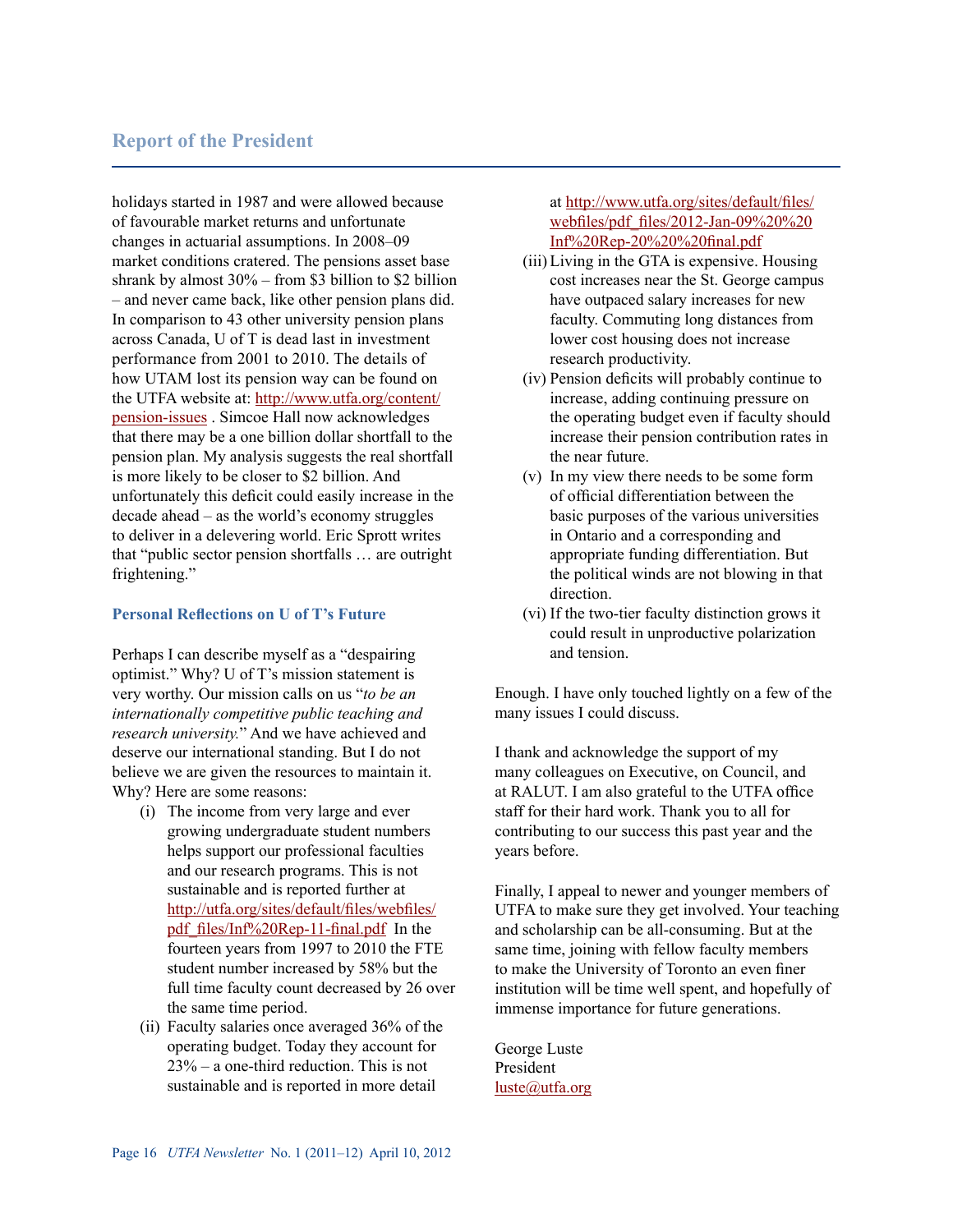holidays started in 1987 and were allowed because of favourable market returns and unfortunate changes in actuarial assumptions. In 2008–09 market conditions cratered. The pensions asset base shrank by almost 30% – from \$3 billion to \$2 billion – and never came back, like other pension plans did. In comparison to 43 other university pension plans across Canada, U of T is dead last in investment performance from 2001 to 2010. The details of how UTAM lost its pension way can be found on the UTFA website at: [http://www.utfa.org/content/pension-issues](http://www.utfa.org/content/pension-issues) . Simcoe Hall now acknowledges that there may be a one billion dollar shortfall to the pension plan. My analysis suggests the real shortfall is more likely to be closer to \$2 billion. And unfortunately this deficit could easily increase in the decade ahead – as the world's economy struggles to deliver in a delevering world. Eric Sprott writes that "public sector pension shortfalls … are outright frightening."

### Personal Reflections on U of T's Future

Perhaps I can describe myself as a "despairing optimist." Why? U of T's mission statement is very worthy. Our mission calls on us "*to be an internationally competitive public teaching and research university.*" And we have achieved and deserve our international standing. But I do not believe we are given the resources to maintain it. Why? Here are some reasons:

- (i) The income from very large and ever growing undergraduate student numbers helps support our professional faculties and our research programs. This is not sustainable and is reported further at [http://utfa.org/sites/default/files/webfiles/pdf_files/Inf%20Rep-11-final.pdf](http://utfa.org/sites/default/files/webfiles/pdf_files/Inf%20Rep-11-final.pdf) In the fourteen years from 1997 to 2010 the FTE student number increased by 58% but the full time faculty count decreased by 26 over the same time period.
- (ii) Faculty salaries once averaged 36% of the operating budget. Today they account for 23% – a one-third reduction. This is not sustainable and is reported in more detail at [http://www.utfa.org/sites/default/files/webfiles/pdf_files/2012-Jan-09%20%20Inf%20Rep-20%20%20final.pdf](http://www.utfa.org/sites/default/files/webfiles/pdf_files/2012-Jan-09%20%20Inf%20Rep-20%20%20final.pdf)
- (iii) Living in the GTA is expensive. Housing cost increases near the St. George campus have outpaced salary increases for new faculty. Commuting long distances from lower cost housing does not increase research productivity.
- (iv) Pension deficits will probably continue to increase, adding continuing pressure on the operating budget even if faculty should increase their pension contribution rates in the near future.
- (v) In my view there needs to be some form of official differentiation between the basic purposes of the various universities in Ontario and a corresponding and appropriate funding differentiation. But the political winds are not blowing in that direction.
- (vi) If the two-tier faculty distinction grows it could result in unproductive polarization and tension.

Enough. I have only touched lightly on a few of the many issues I could discuss.

I thank and acknowledge the support of my many colleagues on Executive, on Council, and at RALUT. I am also grateful to the UTFA office staff for their hard work. Thank you to all for contributing to our success this past year and the years before.

Finally, I appeal to newer and younger members of UTFA to make sure they get involved. Your teaching and scholarship can be all-consuming. But at the same time, joining with fellow faculty members to make the University of Toronto an even finer institution will be time well spent, and hopefully of immense importance for future generations.

George Luste  
President  
[luste@utfa.org](mailto:luste@utfa.org)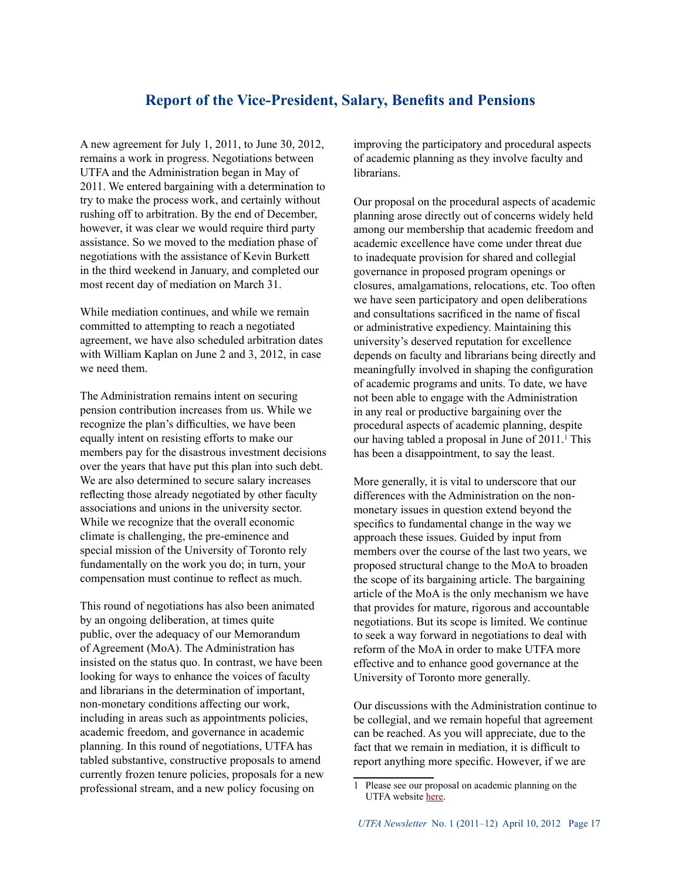## Report of the Vice-President, Salary, Benefits and Pensions

A new agreement for July 1, 2011, to June 30, 2012, remains a work in progress. Negotiations between UTFA and the Administration began in May of 2011. We entered bargaining with a determination to try to make the process work, and certainly without rushing off to arbitration. By the end of December, however, it was clear we would require third party assistance. So we moved to the mediation phase of negotiations with the assistance of Kevin Burkett in the third weekend in January, and completed our most recent day of mediation on March 31.

While mediation continues, and while we remain committed to attempting to reach a negotiated agreement, we have also scheduled arbitration dates with William Kaplan on June 2 and 3, 2012, in case we need them.

The Administration remains intent on securing pension contribution increases from us. While we recognize the plan's difficulties, we have been equally intent on resisting efforts to make our members pay for the disastrous investment decisions over the years that have put this plan into such debt. We are also determined to secure salary increases reflecting those already negotiated by other faculty associations and unions in the university sector. While we recognize that the overall economic climate is challenging, the pre-eminence and special mission of the University of Toronto rely fundamentally on the work you do; in turn, your compensation must continue to reflect as much.

This round of negotiations has also been animated by an ongoing deliberation, at times quite public, over the adequacy of our Memorandum of Agreement (MoA). The Administration has insisted on the status quo. In contrast, we have been looking for ways to enhance the voices of faculty and librarians in the determination of important, non-monetary conditions affecting our work, including in areas such as appointments policies, academic freedom, and governance in academic planning. In this round of negotiations, UTFA has tabled substantive, constructive proposals to amend currently frozen tenure policies, proposals for a new professional stream, and a new policy focusing on improving the participatory and procedural aspects of academic planning as they involve faculty and librarians.

Our proposal on the procedural aspects of academic planning arose directly out of concerns widely held among our membership that academic freedom and academic excellence have come under threat due to inadequate provision for shared and collegial governance in proposed program openings or closures, amalgamations, relocations, etc. Too often we have seen participatory and open deliberations and consultations sacrificed in the name of fiscal or administrative expediency. Maintaining this university's deserved reputation for excellence depends on faculty and librarians being directly and meaningfully involved in shaping the configuration of academic programs and units. To date, we have not been able to engage with the Administration in any real or productive bargaining over the procedural aspects of academic planning, despite our having tabled a proposal in June of 2011.[1] This has been a disappointment, to say the least.

More generally, it is vital to underscore that our differences with the Administration on the non-monetary issues in question extend beyond the specifics to fundamental change in the way we approach these issues. Guided by input from members over the course of the last two years, we proposed structural change to the MoA to broaden the scope of its bargaining article. The bargaining article of the MoA is the only mechanism we have that provides for mature, rigorous and accountable negotiations. But its scope is limited. We continue to seek a way forward in negotiations to deal with reform of the MoA in order to make UTFA more effective and to enhance good governance at the University of Toronto more generally.

Our discussions with the Administration continue to be collegial, and we remain hopeful that agreement can be reached. As you will appreciate, due to the fact that we remain in mediation, it is difficult to report anything more specific. However, if we are

[1] Please see our proposal on academic planning on the UTFA website here.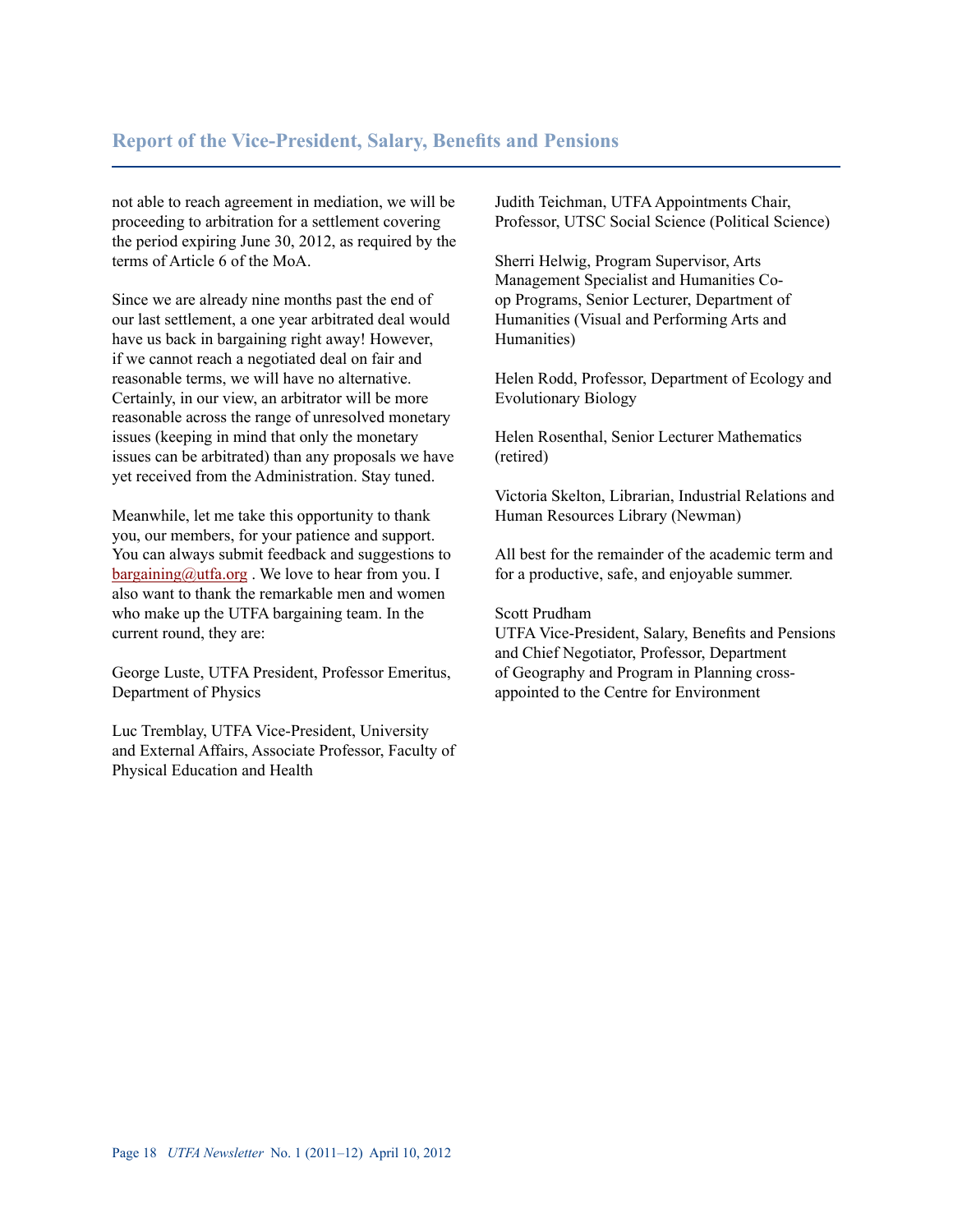## Report of the Vice-President, Salary, Benefits and Pensions

not able to reach agreement in mediation, we will be proceeding to arbitration for a settlement covering the period expiring June 30, 2012, as required by the terms of Article 6 of the MoA.

Since we are already nine months past the end of our last settlement, a one year arbitrated deal would have us back in bargaining right away! However, if we cannot reach a negotiated deal on fair and reasonable terms, we will have no alternative. Certainly, in our view, an arbitrator will be more reasonable across the range of unresolved monetary issues (keeping in mind that only the monetary issues can be arbitrated) than any proposals we have yet received from the Administration. Stay tuned.

Meanwhile, let me take this opportunity to thank you, our members, for your patience and support. You can always submit feedback and suggestions to bargaining@utfa.org . We love to hear from you. I also want to thank the remarkable men and women who make up the UTFA bargaining team. In the current round, they are:

George Luste, UTFA President, Professor Emeritus, Department of Physics

Luc Tremblay, UTFA Vice-President, University and External Affairs, Associate Professor, Faculty of Physical Education and Health

Judith Teichman, UTFA Appointments Chair, Professor, UTSC Social Science (Political Science)

Sherri Helwig, Program Supervisor, Arts Management Specialist and Humanities Co-op Programs, Senior Lecturer, Department of Humanities (Visual and Performing Arts and Humanities)

Helen Rodd, Professor, Department of Ecology and Evolutionary Biology

Helen Rosenthal, Senior Lecturer Mathematics (retired)

Victoria Skelton, Librarian, Industrial Relations and Human Resources Library (Newman)

All best for the remainder of the academic term and for a productive, safe, and enjoyable summer.

Scott Prudham
UTFA Vice-President, Salary, Benefits and Pensions and Chief Negotiator, Professor, Department of Geography and Program in Planning cross-appointed to the Centre for Environment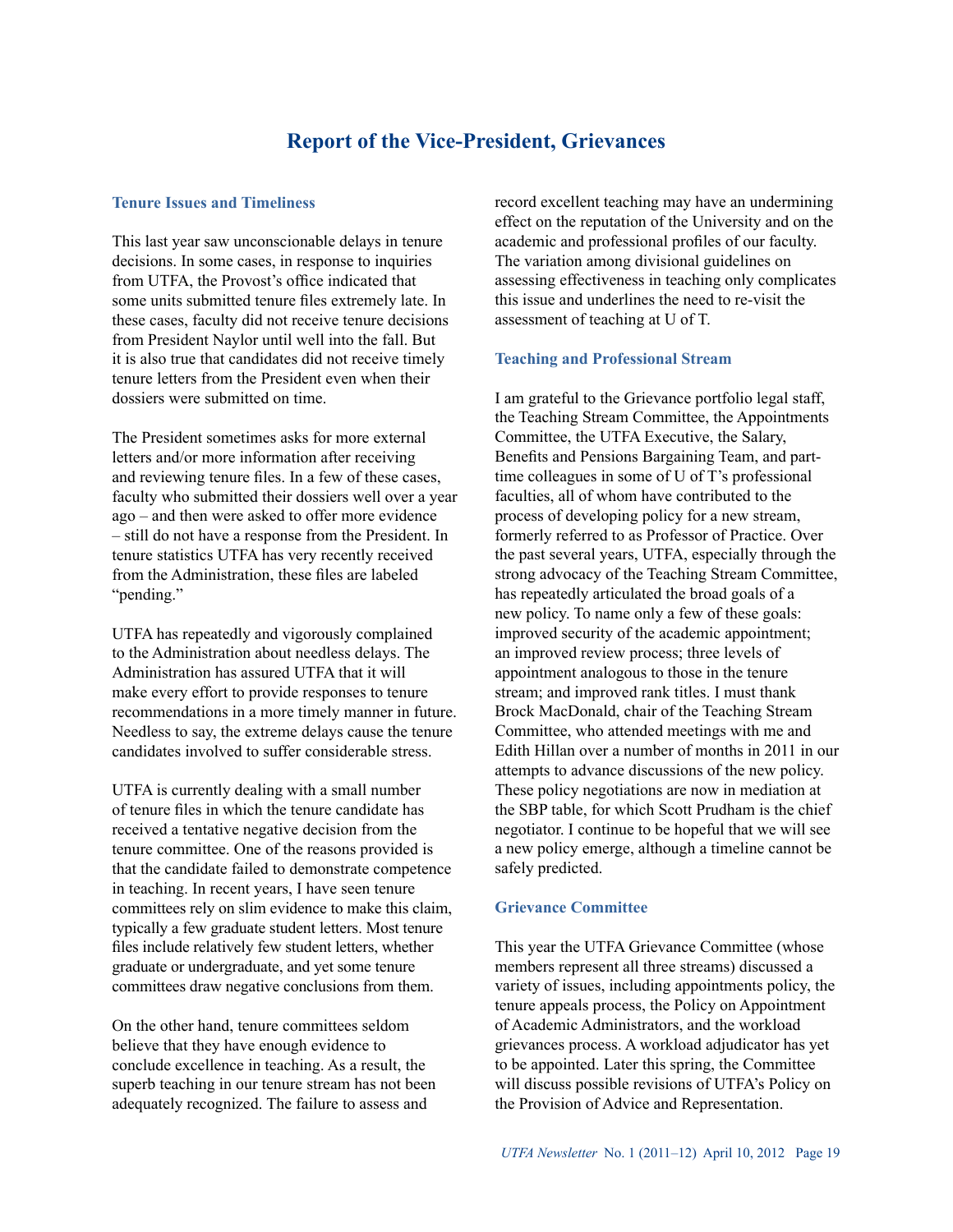# Report of the Vice-President, Grievances

### Tenure Issues and Timeliness

This last year saw unconscionable delays in tenure decisions. In some cases, in response to inquiries from UTFA, the Provost's office indicated that some units submitted tenure files extremely late. In these cases, faculty did not receive tenure decisions from President Naylor until well into the fall. But it is also true that candidates did not receive timely tenure letters from the President even when their dossiers were submitted on time.

The President sometimes asks for more external letters and/or more information after receiving and reviewing tenure files. In a few of these cases, faculty who submitted their dossiers well over a year ago – and then were asked to offer more evidence – still do not have a response from the President. In tenure statistics UTFA has very recently received from the Administration, these files are labeled "pending."

UTFA has repeatedly and vigorously complained to the Administration about needless delays. The Administration has assured UTFA that it will make every effort to provide responses to tenure recommendations in a more timely manner in future. Needless to say, the extreme delays cause the tenure candidates involved to suffer considerable stress.

UTFA is currently dealing with a small number of tenure files in which the tenure candidate has received a tentative negative decision from the tenure committee. One of the reasons provided is that the candidate failed to demonstrate competence in teaching. In recent years, I have seen tenure committees rely on slim evidence to make this claim, typically a few graduate student letters. Most tenure files include relatively few student letters, whether graduate or undergraduate, and yet some tenure committees draw negative conclusions from them.

On the other hand, tenure committees seldom believe that they have enough evidence to conclude excellence in teaching. As a result, the superb teaching in our tenure stream has not been adequately recognized. The failure to assess and record excellent teaching may have an undermining effect on the reputation of the University and on the academic and professional profiles of our faculty. The variation among divisional guidelines on assessing effectiveness in teaching only complicates this issue and underlines the need to re-visit the assessment of teaching at U of T.

### Teaching and Professional Stream

I am grateful to the Grievance portfolio legal staff, the Teaching Stream Committee, the Appointments Committee, the UTFA Executive, the Salary, Benefits and Pensions Bargaining Team, and part-time colleagues in some of U of T's professional faculties, all of whom have contributed to the process of developing policy for a new stream, formerly referred to as Professor of Practice. Over the past several years, UTFA, especially through the strong advocacy of the Teaching Stream Committee, has repeatedly articulated the broad goals of a new policy. To name only a few of these goals: improved security of the academic appointment; an improved review process; three levels of appointment analogous to those in the tenure stream; and improved rank titles. I must thank Brock MacDonald, chair of the Teaching Stream Committee, who attended meetings with me and Edith Hillan over a number of months in 2011 in our attempts to advance discussions of the new policy. These policy negotiations are now in mediation at the SBP table, for which Scott Prudham is the chief negotiator. I continue to be hopeful that we will see a new policy emerge, although a timeline cannot be safely predicted.

### Grievance Committee

This year the UTFA Grievance Committee (whose members represent all three streams) discussed a variety of issues, including appointments policy, the tenure appeals process, the Policy on Appointment of Academic Administrators, and the workload grievances process. A workload adjudicator has yet to be appointed. Later this spring, the Committee will discuss possible revisions of UTFA's Policy on the Provision of Advice and Representation.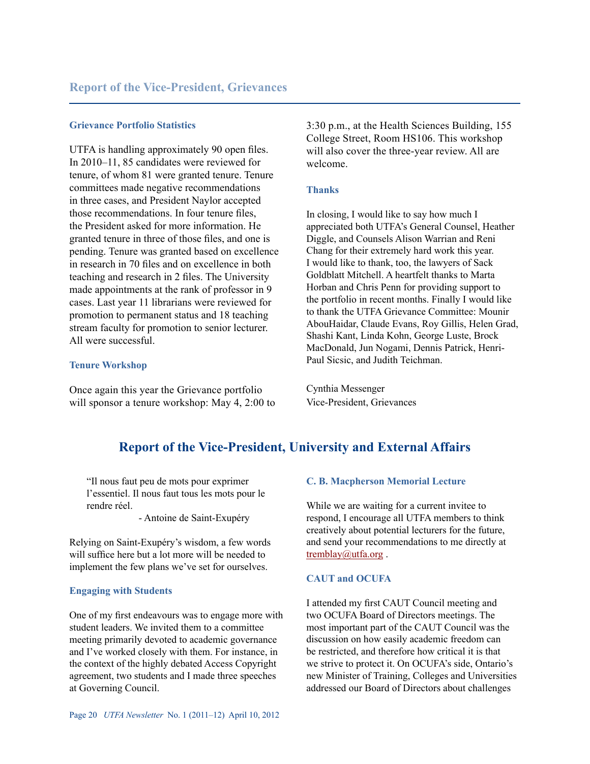## Report of the Vice-President, Grievances

### Grievance Portfolio Statistics

UTFA is handling approximately 90 open files. In 2010–11, 85 candidates were reviewed for tenure, of whom 81 were granted tenure. Tenure committees made negative recommendations in three cases, and President Naylor accepted those recommendations. In four tenure files, the President asked for more information. He granted tenure in three of those files, and one is pending. Tenure was granted based on excellence in research in 70 files and on excellence in both teaching and research in 2 files. The University made appointments at the rank of professor in 9 cases. Last year 11 librarians were reviewed for promotion to permanent status and 18 teaching stream faculty for promotion to senior lecturer. All were successful.

### Tenure Workshop

Once again this year the Grievance portfolio will sponsor a tenure workshop: May 4, 2:00 to 3:30 p.m., at the Health Sciences Building, 155 College Street, Room HS106. This workshop will also cover the three-year review. All are welcome.

### Thanks

In closing, I would like to say how much I appreciated both UTFA's General Counsel, Heather Diggle, and Counsels Alison Warrian and Reni Chang for their extremely hard work this year. I would like to thank, too, the lawyers of Sack Goldblatt Mitchell. A heartfelt thanks to Marta Horban and Chris Penn for providing support to the portfolio in recent months. Finally I would like to thank the UTFA Grievance Committee: Mounir AbouHaidar, Claude Evans, Roy Gillis, Helen Grad, Shashi Kant, Linda Kohn, George Luste, Brock MacDonald, Jun Nogami, Dennis Patrick, Henri-Paul Sicsic, and Judith Teichman.

Cynthia Messenger
Vice-President, Grievances

## Report of the Vice-President, University and External Affairs

> "Il nous faut peu de mots pour exprimer l'essentiel. Il nous faut tous les mots pour le rendre réel.
>
> - Antoine de Saint-Exupéry

Relying on Saint-Exupéry's wisdom, a few words will suffice here but a lot more will be needed to implement the few plans we've set for ourselves.

### Engaging with Students

One of my first endeavours was to engage more with student leaders. We invited them to a committee meeting primarily devoted to academic governance and I've worked closely with them. For instance, in the context of the highly debated Access Copyright agreement, two students and I made three speeches at Governing Council.

### C. B. Macpherson Memorial Lecture

While we are waiting for a current invitee to respond, I encourage all UTFA members to think creatively about potential lecturers for the future, and send your recommendations to me directly at tremblay@utfa.org .

### CAUT and OCUFA

I attended my first CAUT Council meeting and two OCUFA Board of Directors meetings. The most important part of the CAUT Council was the discussion on how easily academic freedom can be restricted, and therefore how critical it is that we strive to protect it. On OCUFA's side, Ontario's new Minister of Training, Colleges and Universities addressed our Board of Directors about challenges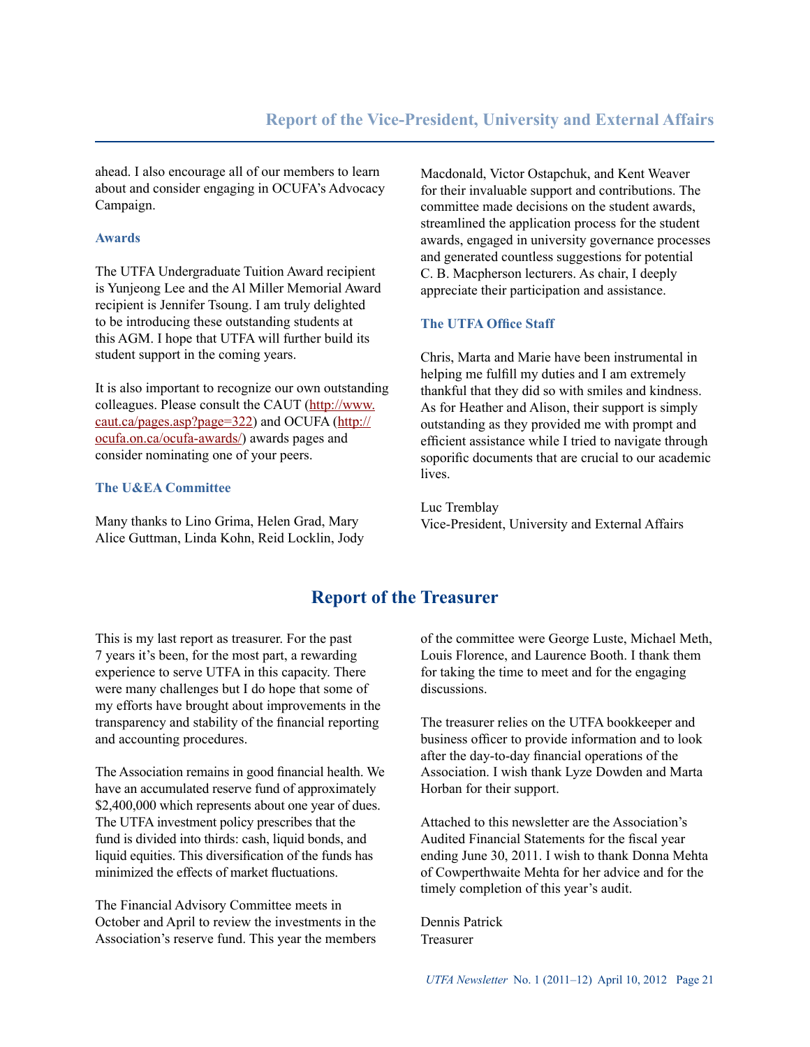ahead. I also encourage all of our members to learn about and consider engaging in OCUFA's Advocacy Campaign.

### Awards

The UTFA Undergraduate Tuition Award recipient is Yunjeong Lee and the Al Miller Memorial Award recipient is Jennifer Tsoung. I am truly delighted to be introducing these outstanding students at this AGM. I hope that UTFA will further build its student support in the coming years.

It is also important to recognize our own outstanding colleagues. Please consult the CAUT (http://www.caut.ca/pages.asp?page=322) and OCUFA (http://ocufa.on.ca/ocufa-awards/) awards pages and consider nominating one of your peers.

### The U&EA Committee

Many thanks to Lino Grima, Helen Grad, Mary Alice Guttman, Linda Kohn, Reid Locklin, Jody Macdonald, Victor Ostapchuk, and Kent Weaver for their invaluable support and contributions. The committee made decisions on the student awards, streamlined the application process for the student awards, engaged in university governance processes and generated countless suggestions for potential C. B. Macpherson lecturers. As chair, I deeply appreciate their participation and assistance.

### The UTFA Office Staff

Chris, Marta and Marie have been instrumental in helping me fulfill my duties and I am extremely thankful that they did so with smiles and kindness. As for Heather and Alison, their support is simply outstanding as they provided me with prompt and efficient assistance while I tried to navigate through soporific documents that are crucial to our academic lives.

Luc Tremblay
Vice-President, University and External Affairs

## Report of the Treasurer

This is my last report as treasurer. For the past 7 years it's been, for the most part, a rewarding experience to serve UTFA in this capacity. There were many challenges but I do hope that some of my efforts have brought about improvements in the transparency and stability of the financial reporting and accounting procedures.

The Association remains in good financial health. We have an accumulated reserve fund of approximately $2,400,000 which represents about one year of dues. The UTFA investment policy prescribes that the fund is divided into thirds: cash, liquid bonds, and liquid equities. This diversification of the funds has minimized the effects of market fluctuations.

The Financial Advisory Committee meets in October and April to review the investments in the Association's reserve fund. This year the members of the committee were George Luste, Michael Meth, Louis Florence, and Laurence Booth. I thank them for taking the time to meet and for the engaging discussions.

The treasurer relies on the UTFA bookkeeper and business officer to provide information and to look after the day-to-day financial operations of the Association. I wish thank Lyze Dowden and Marta Horban for their support.

Attached to this newsletter are the Association's Audited Financial Statements for the fiscal year ending June 30, 2011. I wish to thank Donna Mehta of Cowperthwaite Mehta for her advice and for the timely completion of this year's audit.

Dennis Patrick
Treasurer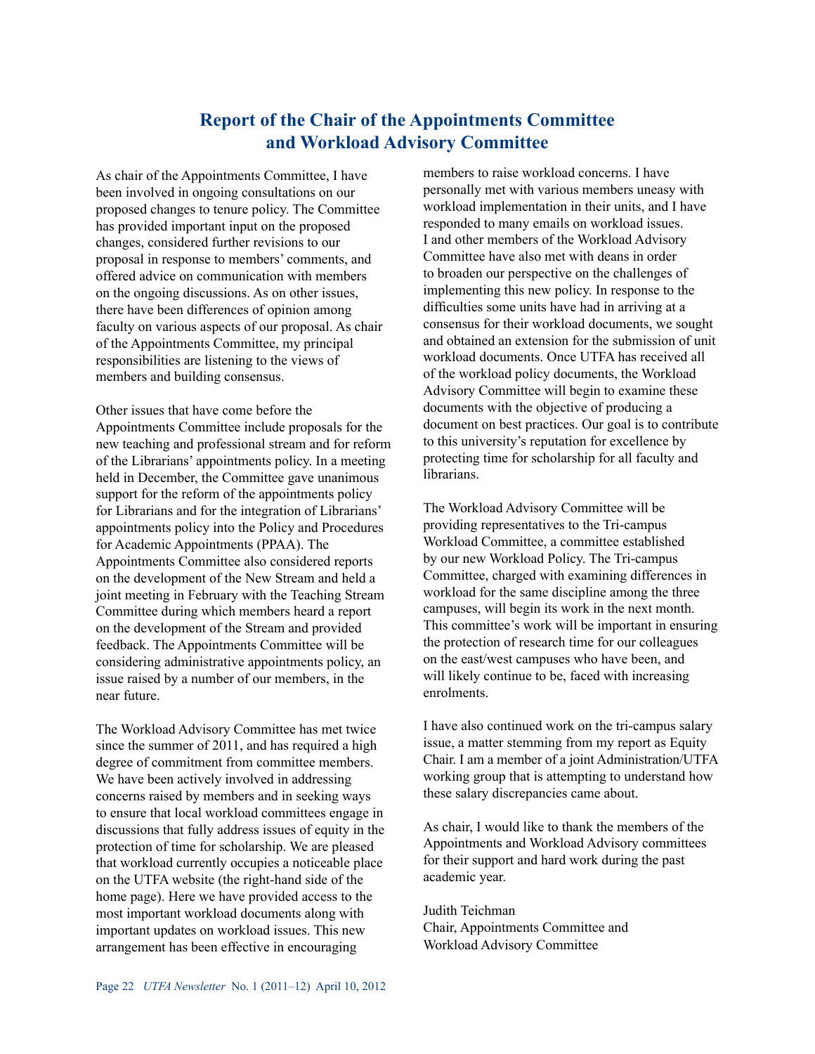# Report of the Chair of the Appointments Committee and Workload Advisory Committee

As chair of the Appointments Committee, I have been involved in ongoing consultations on our proposed changes to tenure policy. The Committee has provided important input on the proposed changes, considered further revisions to our proposal in response to members' comments, and offered advice on communication with members on the ongoing discussions. As on other issues, there have been differences of opinion among faculty on various aspects of our proposal. As chair of the Appointments Committee, my principal responsibilities are listening to the views of members and building consensus.

Other issues that have come before the Appointments Committee include proposals for the new teaching and professional stream and for reform of the Librarians' appointments policy. In a meeting held in December, the Committee gave unanimous support for the reform of the appointments policy for Librarians and for the integration of Librarians' appointments policy into the Policy and Procedures for Academic Appointments (PPAA). The Appointments Committee also considered reports on the development of the New Stream and held a joint meeting in February with the Teaching Stream Committee during which members heard a report on the development of the Stream and provided feedback. The Appointments Committee will be considering administrative appointments policy, an issue raised by a number of our members, in the near future.

The Workload Advisory Committee has met twice since the summer of 2011, and has required a high degree of commitment from committee members. We have been actively involved in addressing concerns raised by members and in seeking ways to ensure that local workload committees engage in discussions that fully address issues of equity in the protection of time for scholarship. We are pleased that workload currently occupies a noticeable place on the UTFA website (the right-hand side of the home page). Here we have provided access to the most important workload documents along with important updates on workload issues. This new arrangement has been effective in encouraging members to raise workload concerns. I have personally met with various members uneasy with workload implementation in their units, and I have responded to many emails on workload issues. I and other members of the Workload Advisory Committee have also met with deans in order to broaden our perspective on the challenges of implementing this new policy. In response to the difficulties some units have had in arriving at a consensus for their workload documents, we sought and obtained an extension for the submission of unit workload documents. Once UTFA has received all of the workload policy documents, the Workload Advisory Committee will begin to examine these documents with the objective of producing a document on best practices. Our goal is to contribute to this university's reputation for excellence by protecting time for scholarship for all faculty and librarians.

The Workload Advisory Committee will be providing representatives to the Tri-campus Workload Committee, a committee established by our new Workload Policy. The Tri-campus Committee, charged with examining differences in workload for the same discipline among the three campuses, will begin its work in the next month. This committee's work will be important in ensuring the protection of research time for our colleagues on the east/west campuses who have been, and will likely continue to be, faced with increasing enrolments.

I have also continued work on the tri-campus salary issue, a matter stemming from my report as Equity Chair. I am a member of a joint Administration/UTFA working group that is attempting to understand how these salary discrepancies came about.

As chair, I would like to thank the members of the Appointments and Workload Advisory committees for their support and hard work during the past academic year.

Judith Teichman
Chair, Appointments Committee and
Workload Advisory Committee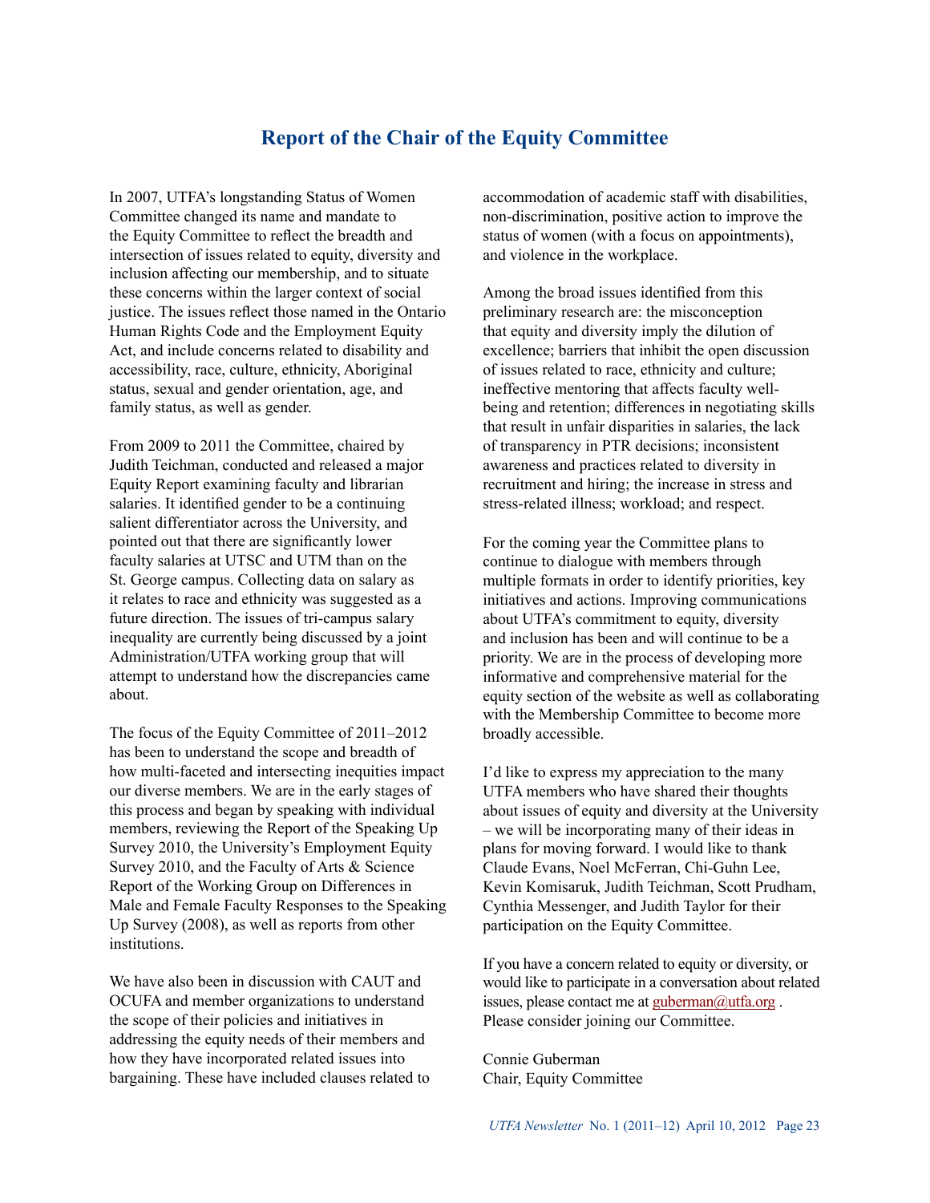# Report of the Chair of the Equity Committee

In 2007, UTFA's longstanding Status of Women Committee changed its name and mandate to the Equity Committee to reflect the breadth and intersection of issues related to equity, diversity and inclusion affecting our membership, and to situate these concerns within the larger context of social justice. The issues reflect those named in the Ontario Human Rights Code and the Employment Equity Act, and include concerns related to disability and accessibility, race, culture, ethnicity, Aboriginal status, sexual and gender orientation, age, and family status, as well as gender.

From 2009 to 2011 the Committee, chaired by Judith Teichman, conducted and released a major Equity Report examining faculty and librarian salaries. It identified gender to be a continuing salient differentiator across the University, and pointed out that there are significantly lower faculty salaries at UTSC and UTM than on the St. George campus. Collecting data on salary as it relates to race and ethnicity was suggested as a future direction. The issues of tri-campus salary inequality are currently being discussed by a joint Administration/UTFA working group that will attempt to understand how the discrepancies came about.

The focus of the Equity Committee of 2011–2012 has been to understand the scope and breadth of how multi-faceted and intersecting inequities impact our diverse members. We are in the early stages of this process and began by speaking with individual members, reviewing the Report of the Speaking Up Survey 2010, the University's Employment Equity Survey 2010, and the Faculty of Arts & Science Report of the Working Group on Differences in Male and Female Faculty Responses to the Speaking Up Survey (2008), as well as reports from other institutions.

We have also been in discussion with CAUT and OCUFA and member organizations to understand the scope of their policies and initiatives in addressing the equity needs of their members and how they have incorporated related issues into bargaining. These have included clauses related to accommodation of academic staff with disabilities, non-discrimination, positive action to improve the status of women (with a focus on appointments), and violence in the workplace.

Among the broad issues identified from this preliminary research are: the misconception that equity and diversity imply the dilution of excellence; barriers that inhibit the open discussion of issues related to race, ethnicity and culture; ineffective mentoring that affects faculty well-being and retention; differences in negotiating skills that result in unfair disparities in salaries, the lack of transparency in PTR decisions; inconsistent awareness and practices related to diversity in recruitment and hiring; the increase in stress and stress-related illness; workload; and respect.

For the coming year the Committee plans to continue to dialogue with members through multiple formats in order to identify priorities, key initiatives and actions. Improving communications about UTFA's commitment to equity, diversity and inclusion has been and will continue to be a priority. We are in the process of developing more informative and comprehensive material for the equity section of the website as well as collaborating with the Membership Committee to become more broadly accessible.

I'd like to express my appreciation to the many UTFA members who have shared their thoughts about issues of equity and diversity at the University – we will be incorporating many of their ideas in plans for moving forward. I would like to thank Claude Evans, Noel McFerran, Chi-Guhn Lee, Kevin Komisaruk, Judith Teichman, Scott Prudham, Cynthia Messenger, and Judith Taylor for their participation on the Equity Committee.

If you have a concern related to equity or diversity, or would like to participate in a conversation about related issues, please contact me at guberman@utfa.org . Please consider joining our Committee.

Connie Guberman
Chair, Equity Committee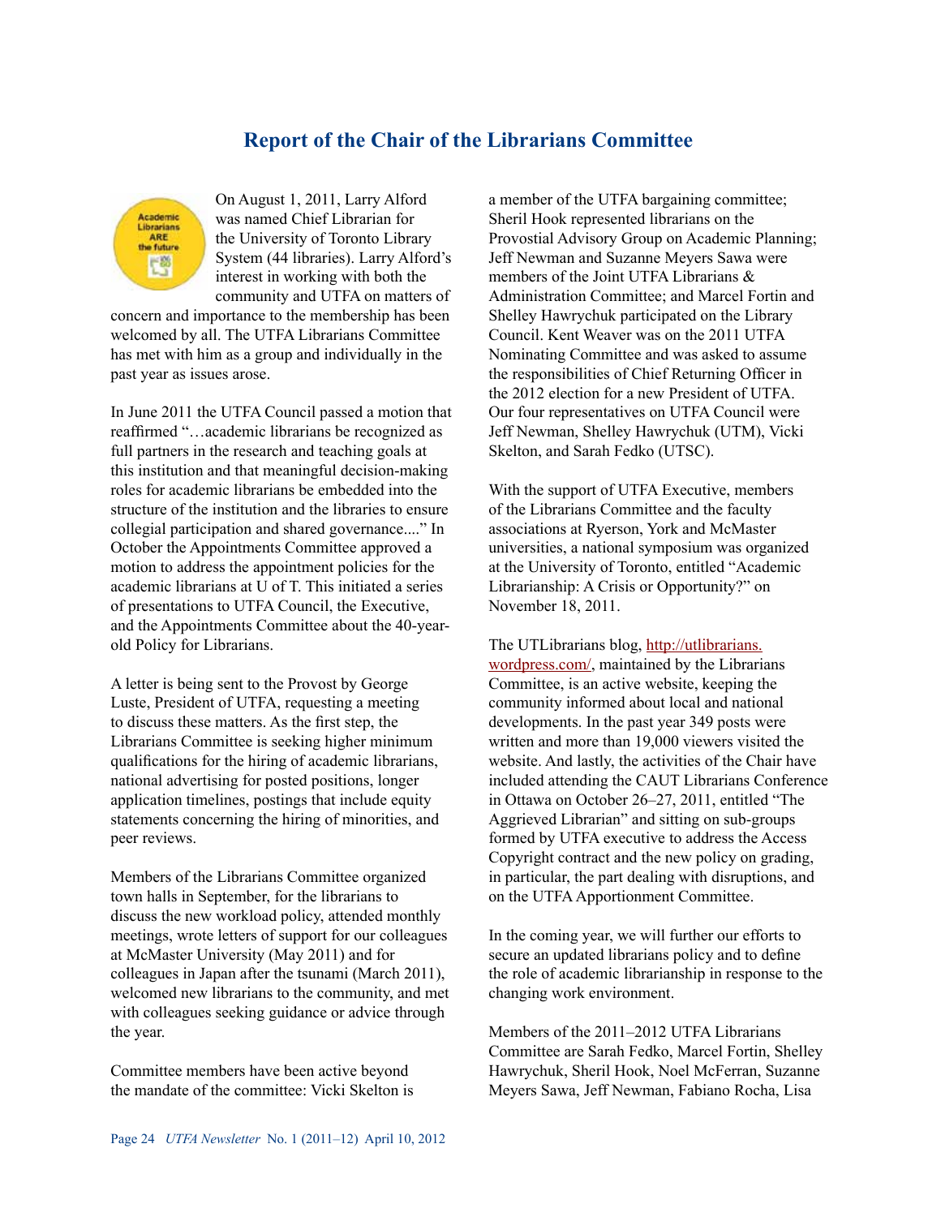## Report of the Chair of the Librarians Committee

On August 1, 2011, Larry Alford was named Chief Librarian for the University of Toronto Library System (44 libraries). Larry Alford's interest in working with both the community and UTFA on matters of concern and importance to the membership has been welcomed by all. The UTFA Librarians Committee has met with him as a group and individually in the past year as issues arose.

In June 2011 the UTFA Council passed a motion that reaffirmed "…academic librarians be recognized as full partners in the research and teaching goals at this institution and that meaningful decision-making roles for academic librarians be embedded into the structure of the institution and the libraries to ensure collegial participation and shared governance...." In October the Appointments Committee approved a motion to address the appointment policies for the academic librarians at U of T. This initiated a series of presentations to UTFA Council, the Executive, and the Appointments Committee about the 40-year-old Policy for Librarians.

A letter is being sent to the Provost by George Luste, President of UTFA, requesting a meeting to discuss these matters. As the first step, the Librarians Committee is seeking higher minimum qualifications for the hiring of academic librarians, national advertising for posted positions, longer application timelines, postings that include equity statements concerning the hiring of minorities, and peer reviews.

Members of the Librarians Committee organized town halls in September, for the librarians to discuss the new workload policy, attended monthly meetings, wrote letters of support for our colleagues at McMaster University (May 2011) and for colleagues in Japan after the tsunami (March 2011), welcomed new librarians to the community, and met with colleagues seeking guidance or advice through the year.

Committee members have been active beyond the mandate of the committee: Vicki Skelton is a member of the UTFA bargaining committee; Sheril Hook represented librarians on the Provostial Advisory Group on Academic Planning; Jeff Newman and Suzanne Meyers Sawa were members of the Joint UTFA Librarians & Administration Committee; and Marcel Fortin and Shelley Hawrychuk participated on the Library Council. Kent Weaver was on the 2011 UTFA Nominating Committee and was asked to assume the responsibilities of Chief Returning Officer in the 2012 election for a new President of UTFA. Our four representatives on UTFA Council were Jeff Newman, Shelley Hawrychuk (UTM), Vicki Skelton, and Sarah Fedko (UTSC).

With the support of UTFA Executive, members of the Librarians Committee and the faculty associations at Ryerson, York and McMaster universities, a national symposium was organized at the University of Toronto, entitled "Academic Librarianship: A Crisis or Opportunity?" on November 18, 2011.

The UTLibrarians blog, http://utlibrarians.wordpress.com/, maintained by the Librarians Committee, is an active website, keeping the community informed about local and national developments. In the past year 349 posts were written and more than 19,000 viewers visited the website. And lastly, the activities of the Chair have included attending the CAUT Librarians Conference in Ottawa on October 26–27, 2011, entitled "The Aggrieved Librarian" and sitting on sub-groups formed by UTFA executive to address the Access Copyright contract and the new policy on grading, in particular, the part dealing with disruptions, and on the UTFA Apportionment Committee.

In the coming year, we will further our efforts to secure an updated librarians policy and to define the role of academic librarianship in response to the changing work environment.

Members of the 2011–2012 UTFA Librarians Committee are Sarah Fedko, Marcel Fortin, Shelley Hawrychuk, Sheril Hook, Noel McFerran, Suzanne Meyers Sawa, Jeff Newman, Fabiano Rocha, Lisa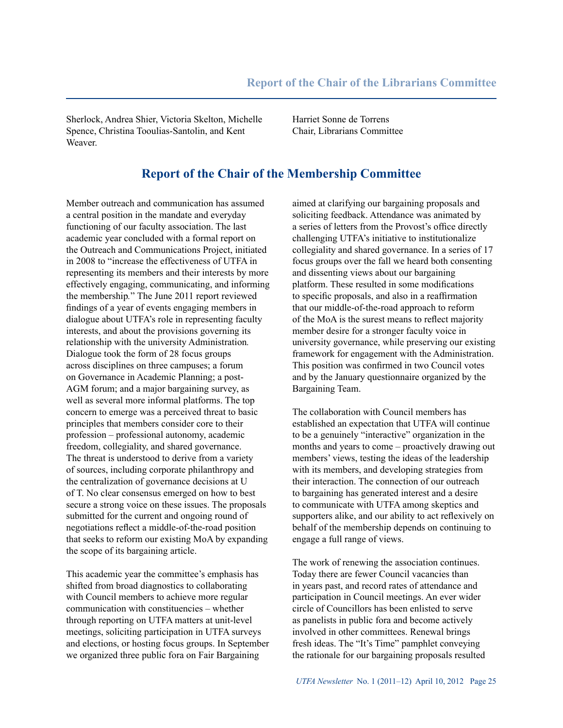Sherlock, Andrea Shier, Victoria Skelton, Michelle Spence, Christina Tooulias-Santolin, and Kent Weaver.

Harriet Sonne de Torrens
Chair, Librarians Committee

## Report of the Chair of the Membership Committee

Member outreach and communication has assumed a central position in the mandate and everyday functioning of our faculty association. The last academic year concluded with a formal report on the Outreach and Communications Project, initiated in 2008 to "increase the effectiveness of UTFA in representing its members and their interests by more effectively engaging, communicating, and informing the membership." The June 2011 report reviewed findings of a year of events engaging members in dialogue about UTFA's role in representing faculty interests, and about the provisions governing its relationship with the university Administration. Dialogue took the form of 28 focus groups across disciplines on three campuses; a forum on Governance in Academic Planning; a post-AGM forum; and a major bargaining survey, as well as several more informal platforms. The top concern to emerge was a perceived threat to basic principles that members consider core to their profession – professional autonomy, academic freedom, collegiality, and shared governance. The threat is understood to derive from a variety of sources, including corporate philanthropy and the centralization of governance decisions at U of T. No clear consensus emerged on how to best secure a strong voice on these issues. The proposals submitted for the current and ongoing round of negotiations reflect a middle-of-the-road position that seeks to reform our existing MoA by expanding the scope of its bargaining article.

This academic year the committee's emphasis has shifted from broad diagnostics to collaborating with Council members to achieve more regular communication with constituencies – whether through reporting on UTFA matters at unit-level meetings, soliciting participation in UTFA surveys and elections, or hosting focus groups. In September we organized three public fora on Fair Bargaining aimed at clarifying our bargaining proposals and soliciting feedback. Attendance was animated by a series of letters from the Provost's office directly challenging UTFA's initiative to institutionalize collegiality and shared governance. In a series of 17 focus groups over the fall we heard both consenting and dissenting views about our bargaining platform. These resulted in some modifications to specific proposals, and also in a reaffirmation that our middle-of-the-road approach to reform of the MoA is the surest means to reflect majority member desire for a stronger faculty voice in university governance, while preserving our existing framework for engagement with the Administration. This position was confirmed in two Council votes and by the January questionnaire organized by the Bargaining Team.

The collaboration with Council members has established an expectation that UTFA will continue to be a genuinely "interactive" organization in the months and years to come – proactively drawing out members' views, testing the ideas of the leadership with its members, and developing strategies from their interaction. The connection of our outreach to bargaining has generated interest and a desire to communicate with UTFA among skeptics and supporters alike, and our ability to act reflexively on behalf of the membership depends on continuing to engage a full range of views.

The work of renewing the association continues. Today there are fewer Council vacancies than in years past, and record rates of attendance and participation in Council meetings. An ever wider circle of Councillors has been enlisted to serve as panelists in public fora and become actively involved in other committees. Renewal brings fresh ideas. The "It's Time" pamphlet conveying the rationale for our bargaining proposals resulted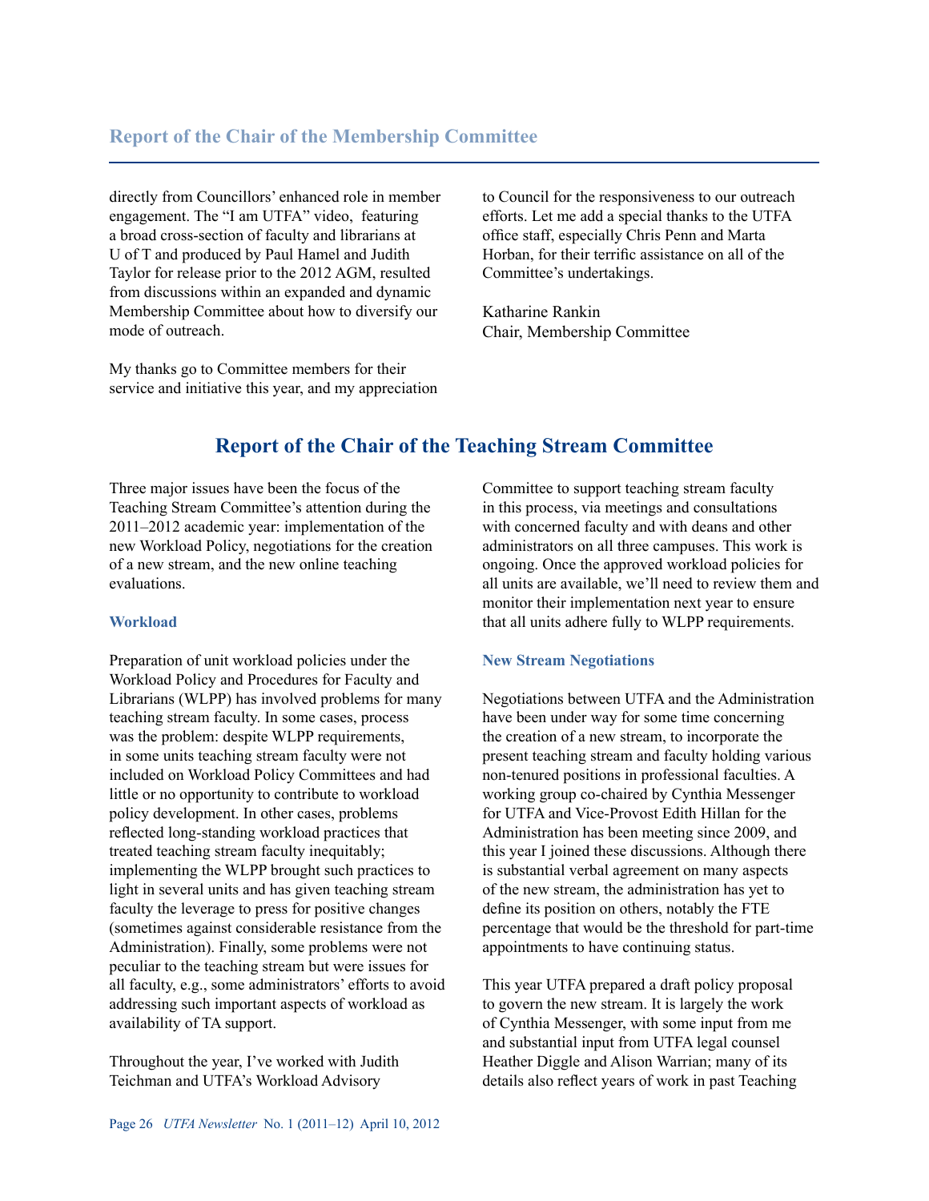## Report of the Chair of the Membership Committee

directly from Councillors' enhanced role in member engagement. The "I am UTFA" video, featuring a broad cross-section of faculty and librarians at U of T and produced by Paul Hamel and Judith Taylor for release prior to the 2012 AGM, resulted from discussions within an expanded and dynamic Membership Committee about how to diversify our mode of outreach.

My thanks go to Committee members for their service and initiative this year, and my appreciation to Council for the responsiveness to our outreach efforts. Let me add a special thanks to the UTFA office staff, especially Chris Penn and Marta Horban, for their terrific assistance on all of the Committee's undertakings.

Katharine Rankin
Chair, Membership Committee

## Report of the Chair of the Teaching Stream Committee

Three major issues have been the focus of the Teaching Stream Committee's attention during the 2011–2012 academic year: implementation of the new Workload Policy, negotiations for the creation of a new stream, and the new online teaching evaluations.

### Workload

Preparation of unit workload policies under the Workload Policy and Procedures for Faculty and Librarians (WLPP) has involved problems for many teaching stream faculty. In some cases, process was the problem: despite WLPP requirements, in some units teaching stream faculty were not included on Workload Policy Committees and had little or no opportunity to contribute to workload policy development. In other cases, problems reflected long-standing workload practices that treated teaching stream faculty inequitably; implementing the WLPP brought such practices to light in several units and has given teaching stream faculty the leverage to press for positive changes (sometimes against considerable resistance from the Administration). Finally, some problems were not peculiar to the teaching stream but were issues for all faculty, e.g., some administrators' efforts to avoid addressing such important aspects of workload as availability of TA support.

Throughout the year, I've worked with Judith Teichman and UTFA's Workload Advisory Committee to support teaching stream faculty in this process, via meetings and consultations with concerned faculty and with deans and other administrators on all three campuses. This work is ongoing. Once the approved workload policies for all units are available, we'll need to review them and monitor their implementation next year to ensure that all units adhere fully to WLPP requirements.

### New Stream Negotiations

Negotiations between UTFA and the Administration have been under way for some time concerning the creation of a new stream, to incorporate the present teaching stream and faculty holding various non-tenured positions in professional faculties. A working group co-chaired by Cynthia Messenger for UTFA and Vice-Provost Edith Hillan for the Administration has been meeting since 2009, and this year I joined these discussions. Although there is substantial verbal agreement on many aspects of the new stream, the administration has yet to define its position on others, notably the FTE percentage that would be the threshold for part-time appointments to have continuing status.

This year UTFA prepared a draft policy proposal to govern the new stream. It is largely the work of Cynthia Messenger, with some input from me and substantial input from UTFA legal counsel Heather Diggle and Alison Warrian; many of its details also reflect years of work in past Teaching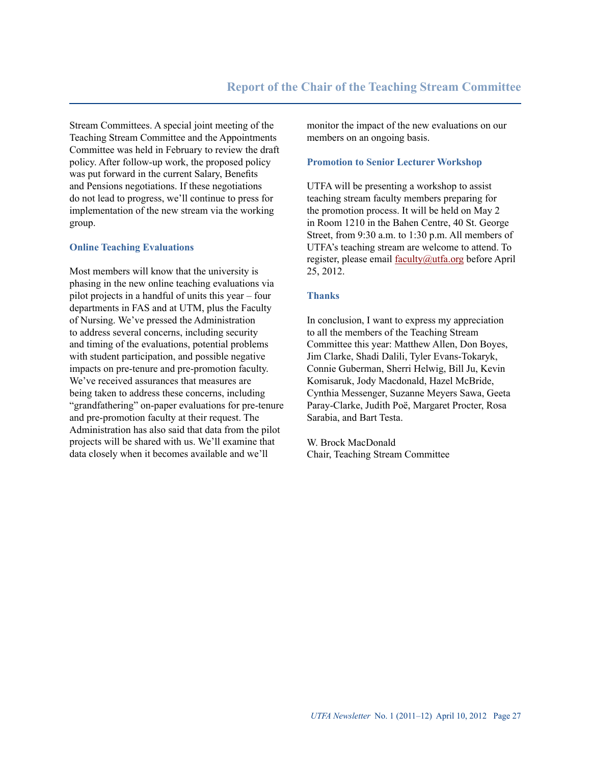Stream Committees. A special joint meeting of the Teaching Stream Committee and the Appointments Committee was held in February to review the draft policy. After follow-up work, the proposed policy was put forward in the current Salary, Benefits and Pensions negotiations. If these negotiations do not lead to progress, we'll continue to press for implementation of the new stream via the working group.

### Online Teaching Evaluations

Most members will know that the university is phasing in the new online teaching evaluations via pilot projects in a handful of units this year – four departments in FAS and at UTM, plus the Faculty of Nursing. We've pressed the Administration to address several concerns, including security and timing of the evaluations, potential problems with student participation, and possible negative impacts on pre-tenure and pre-promotion faculty. We've received assurances that measures are being taken to address these concerns, including "grandfathering" on-paper evaluations for pre-tenure and pre-promotion faculty at their request. The Administration has also said that data from the pilot projects will be shared with us. We'll examine that data closely when it becomes available and we'll monitor the impact of the new evaluations on our members on an ongoing basis.

### Promotion to Senior Lecturer Workshop

UTFA will be presenting a workshop to assist teaching stream faculty members preparing for the promotion process. It will be held on May 2 in Room 1210 in the Bahen Centre, 40 St. George Street, from 9:30 a.m. to 1:30 p.m. All members of UTFA's teaching stream are welcome to attend. To register, please email faculty@utfa.org before April 25, 2012.

### Thanks

In conclusion, I want to express my appreciation to all the members of the Teaching Stream Committee this year: Matthew Allen, Don Boyes, Jim Clarke, Shadi Dalili, Tyler Evans-Tokaryk, Connie Guberman, Sherri Helwig, Bill Ju, Kevin Komisaruk, Jody Macdonald, Hazel McBride, Cynthia Messenger, Suzanne Meyers Sawa, Geeta Paray-Clarke, Judith Poë, Margaret Procter, Rosa Sarabia, and Bart Testa.

W. Brock MacDonald
Chair, Teaching Stream Committee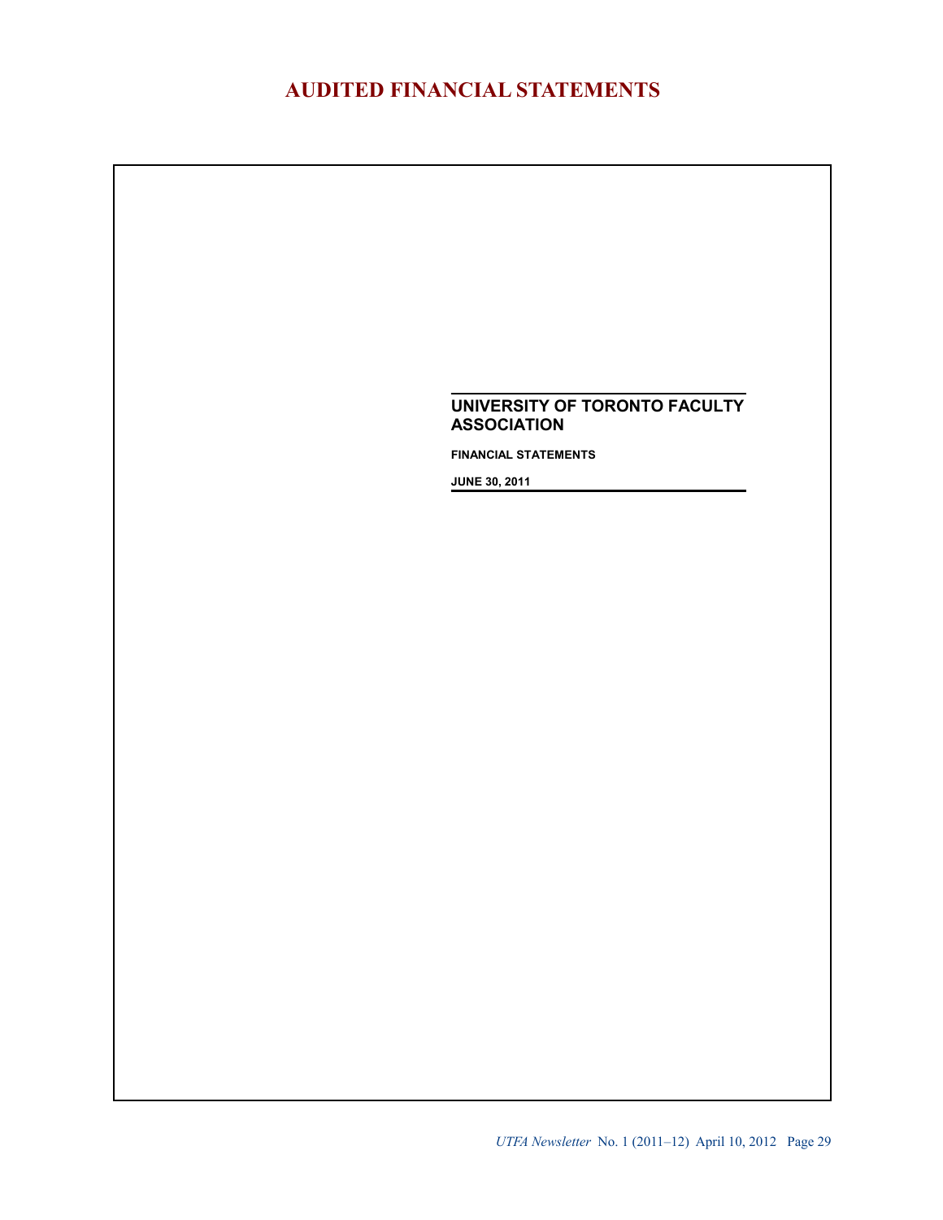# AUDITED FINANCIAL STATEMENTS

## UNIVERSITY OF TORONTO FACULTY ASSOCIATION

**FINANCIAL STATEMENTS**

**JUNE 30, 2011**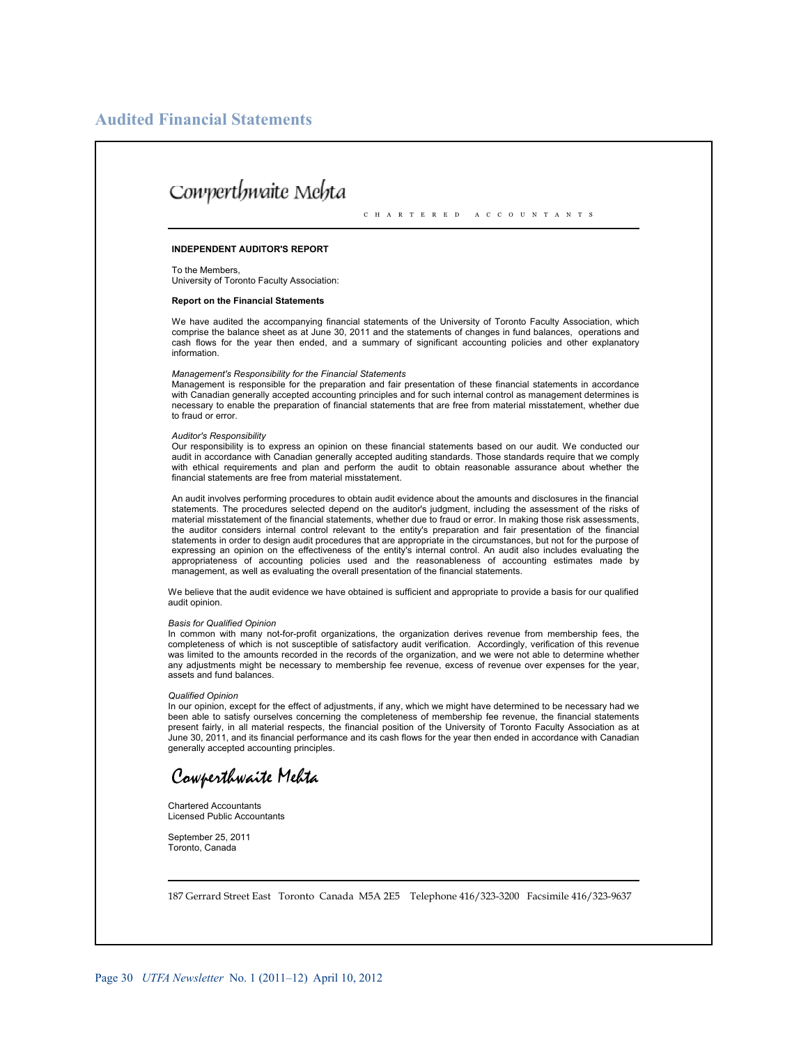## Audited Financial Statements

Cowperthwaite Mehta

CHARTERED ACCOUNTANTS

**INDEPENDENT AUDITOR'S REPORT**

To the Members,
University of Toronto Faculty Association:

**Report on the Financial Statements**

We have audited the accompanying financial statements of the University of Toronto Faculty Association, which comprise the balance sheet as at June 30, 2011 and the statements of changes in fund balances, operations and cash flows for the year then ended, and a summary of significant accounting policies and other explanatory information.

*Management's Responsibility for the Financial Statements*
Management is responsible for the preparation and fair presentation of these financial statements in accordance with Canadian generally accepted accounting principles and for such internal control as management determines is necessary to enable the preparation of financial statements that are free from material misstatement, whether due to fraud or error.

*Auditor's Responsibility*
Our responsibility is to express an opinion on these financial statements based on our audit. We conducted our audit in accordance with Canadian generally accepted auditing standards. Those standards require that we comply with ethical requirements and plan and perform the audit to obtain reasonable assurance about whether the financial statements are free from material misstatement.

An audit involves performing procedures to obtain audit evidence about the amounts and disclosures in the financial statements. The procedures selected depend on the auditor's judgment, including the assessment of the risks of material misstatement of the financial statements, whether due to fraud or error. In making those risk assessments, the auditor considers internal control relevant to the entity's preparation and fair presentation of the financial statements in order to design audit procedures that are appropriate in the circumstances, but not for the purpose of expressing an opinion on the effectiveness of the entity's internal control. An audit also includes evaluating the appropriateness of accounting policies used and the reasonableness of accounting estimates made by management, as well as evaluating the overall presentation of the financial statements.

We believe that the audit evidence we have obtained is sufficient and appropriate to provide a basis for our qualified audit opinion.

*Basis for Qualified Opinion*
In common with many not-for-profit organizations, the organization derives revenue from membership fees, the completeness of which is not susceptible of satisfactory audit verification. Accordingly, verification of this revenue was limited to the amounts recorded in the records of the organization, and we were not able to determine whether any adjustments might be necessary to membership fee revenue, excess of revenue over expenses for the year, assets and fund balances.

*Qualified Opinion*
In our opinion, except for the effect of adjustments, if any, which we might have determined to be necessary had we been able to satisfy ourselves concerning the completeness of membership fee revenue, the financial statements present fairly, in all material respects, the financial position of the University of Toronto Faculty Association as at June 30, 2011, and its financial performance and its cash flows for the year then ended in accordance with Canadian generally accepted accounting principles.

Cowperthwaite Mehta

Chartered Accountants
Licensed Public Accountants

September 25, 2011
Toronto, Canada

187 Gerrard Street East Toronto Canada M5A 2E5 Telephone 416/323-3200 Facsimile 416/323-9637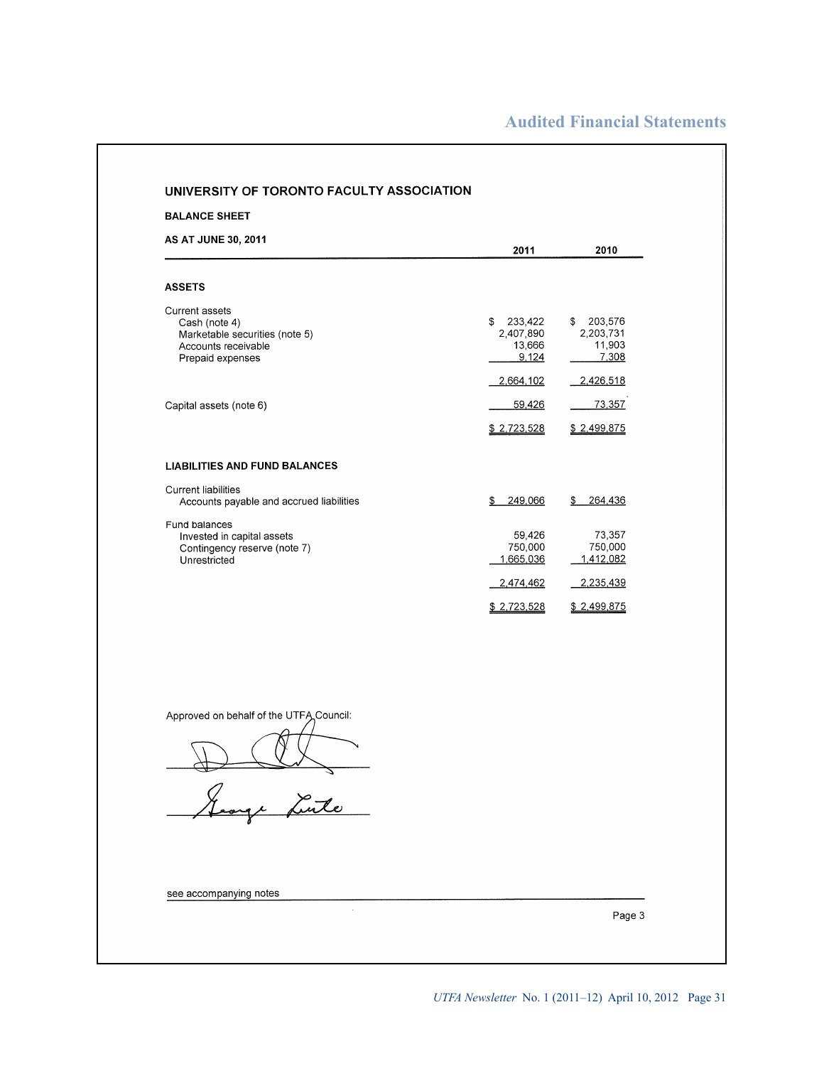## Audited Financial Statements

# UNIVERSITY OF TORONTO FACULTY ASSOCIATION

**BALANCE SHEET**

**AS AT JUNE 30, 2011**

| | 2011 | 2010 |
|---|---|---|
| **ASSETS** | | |
| Current assets | | |
| Cash (note 4) | $ 233,422 | $ 203,576 |
| Marketable securities (note 5) | 2,407,890 | 2,203,731 |
| Accounts receivable | 13,666 | 11,903 |
| Prepaid expenses | 9,124 | 7,308 |
| | 2,664,102 | 2,426,518 |
| Capital assets (note 6) | 59,426 | 73,357 |
| | $ 2,723,528 | $ 2,499,875 |
| **LIABILITIES AND FUND BALANCES** | | |
| Current liabilities | | |
| Accounts payable and accrued liabilities | $ 249,066 | $ 264,436 |
| Fund balances | | |
| Invested in capital assets | 59,426 | 73,357 |
| Contingency reserve (note 7) | 750,000 | 750,000 |
| Unrestricted | 1,665,036 | 1,412,082 |
| | 2,474,462 | 2,235,439 |
| | $ 2,723,528 | $ 2,499,875 |

Approved on behalf of the UTFA Council:

_______________________

George Luste
_______________________

see accompanying notes

Page 3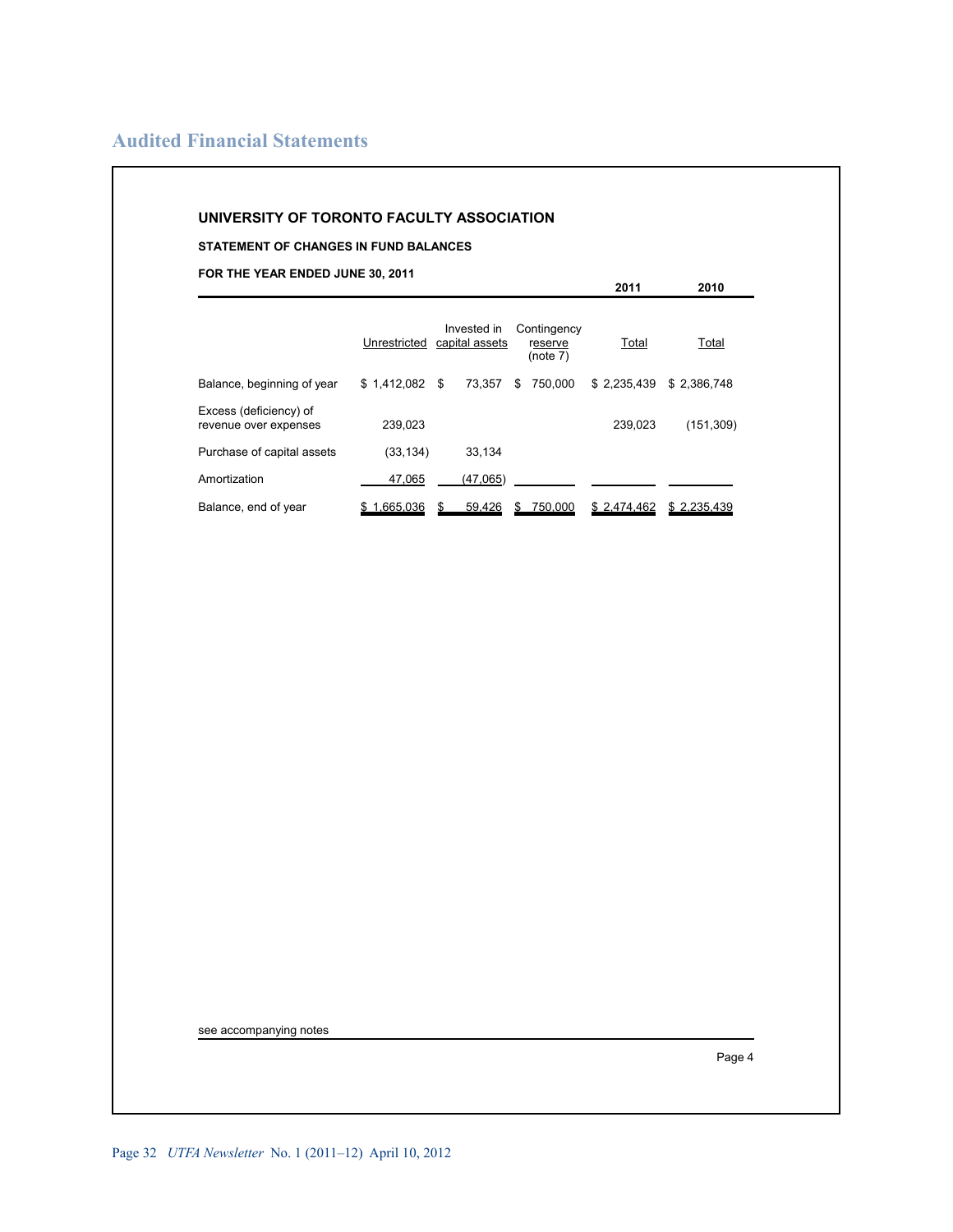## Audited Financial Statements

**UNIVERSITY OF TORONTO FACULTY ASSOCIATION**

**STATEMENT OF CHANGES IN FUND BALANCES**

**FOR THE YEAR ENDED JUNE 30, 2011**

| | Unrestricted | Invested in capital assets | Contingency reserve (note 7) | 2011 Total | 2010 Total |
|---|---|---|---|---|---|
| Balance, beginning of year | $ 1,412,082 | $ 73,357 | $ 750,000 | $ 2,235,439 | $ 2,386,748 |
| Excess (deficiency) of revenue over expenses | 239,023 | | | 239,023 | (151,309) |
| Purchase of capital assets | (33,134) | 33,134 | | | |
| Amortization | 47,065 | (47,065) | | | |
| Balance, end of year | $ 1,665,036 | $ 59,426 | $ 750,000 | $ 2,474,462 | $ 2,235,439 |

see accompanying notes

Page 4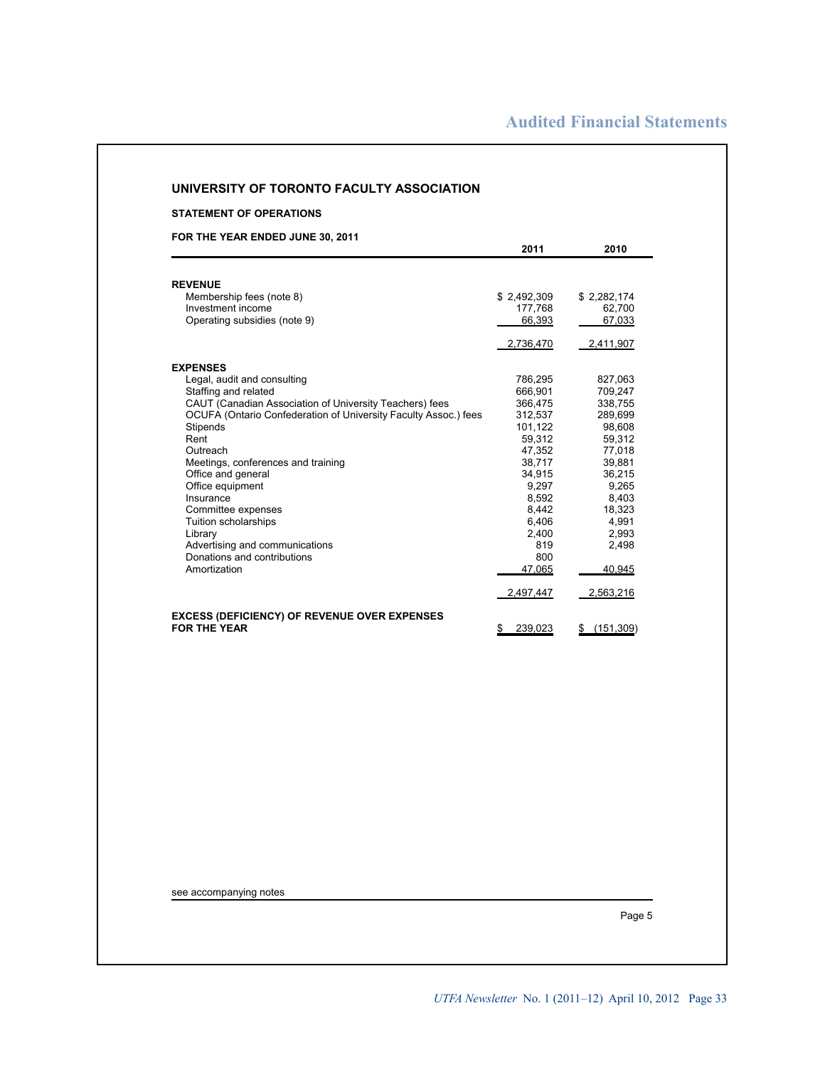## Audited Financial Statements

### UNIVERSITY OF TORONTO FACULTY ASSOCIATION

**STATEMENT OF OPERATIONS**

**FOR THE YEAR ENDED JUNE 30, 2011**

| | 2011 | 2010 |
|---|---|---|
| **REVENUE** | | |
| Membership fees (note 8) | $ 2,492,309 | $ 2,282,174 |
| Investment income | 177,768 | 62,700 |
| Operating subsidies (note 9) | 66,393 | 67,033 |
| | 2,736,470 | 2,411,907 |
| **EXPENSES** | | |
| Legal, audit and consulting | 786,295 | 827,063 |
| Staffing and related | 666,901 | 709,247 |
| CAUT (Canadian Association of University Teachers) fees | 366,475 | 338,755 |
| OCUFA (Ontario Confederation of University Faculty Assoc.) fees | 312,537 | 289,699 |
| Stipends | 101,122 | 98,608 |
| Rent | 59,312 | 59,312 |
| Outreach | 47,352 | 77,018 |
| Meetings, conferences and training | 38,717 | 39,881 |
| Office and general | 34,915 | 36,215 |
| Office equipment | 9,297 | 9,265 |
| Insurance | 8,592 | 8,403 |
| Committee expenses | 8,442 | 18,323 |
| Tuition scholarships | 6,406 | 4,991 |
| Library | 2,400 | 2,993 |
| Advertising and communications | 819 | 2,498 |
| Donations and contributions | 800 | |
| Amortization | 47,065 | 40,945 |
| | 2,497,447 | 2,563,216 |
| **EXCESS (DEFICIENCY) OF REVENUE OVER EXPENSES FOR THE YEAR** | $ 239,023 | $ (151,309) |

see accompanying notes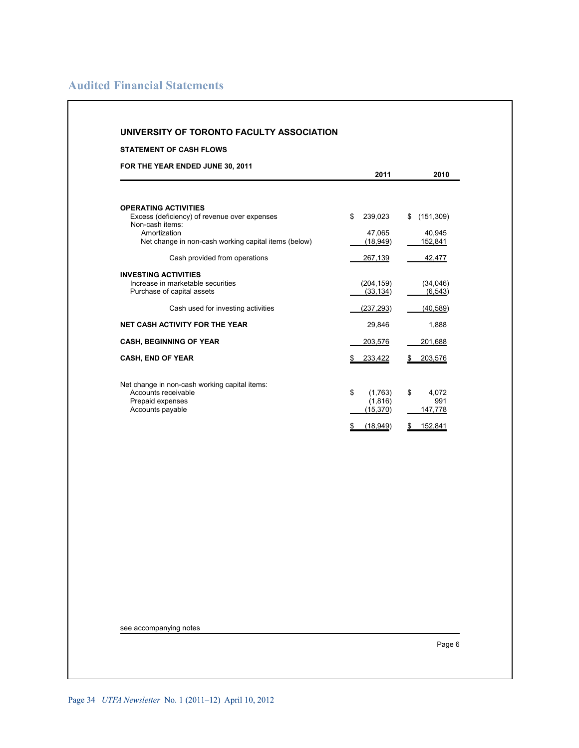## Audited Financial Statements

### UNIVERSITY OF TORONTO FACULTY ASSOCIATION

**STATEMENT OF CASH FLOWS**

**FOR THE YEAR ENDED JUNE 30, 2011**

| | 2011 | 2010 |
|---|---|---|
| **OPERATING ACTIVITIES** | | |
| Excess (deficiency) of revenue over expenses | $ 239,023 | $ (151,309) |
| Non-cash items: | | |
| Amortization | 47,065 | 40,945 |
| Net change in non-cash working capital items (below) | (18,949) | 152,841 |
| Cash provided from operations | 267,139 | 42,477 |
| **INVESTING ACTIVITIES** | | |
| Increase in marketable securities | (204,159) | (34,046) |
| Purchase of capital assets | (33,134) | (6,543) |
| Cash used for investing activities | (237,293) | (40,589) |
| **NET CASH ACTIVITY FOR THE YEAR** | 29,846 | 1,888 |
| **CASH, BEGINNING OF YEAR** | 203,576 | 201,688 |
| **CASH, END OF YEAR** | $ 233,422 | $ 203,576 |
| | | |
| Net change in non-cash working capital items: | | |
| Accounts receivable | $ (1,763) | $ 4,072 |
| Prepaid expenses | (1,816) | 991 |
| Accounts payable | (15,370) | 147,778 |
| | $ (18,949) | $ 152,841 |

see accompanying notes

Page 6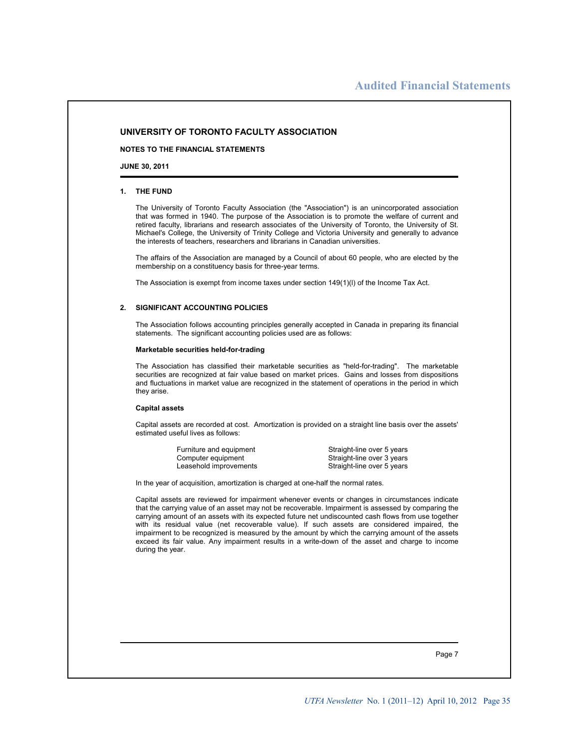# UNIVERSITY OF TORONTO FACULTY ASSOCIATION

**NOTES TO THE FINANCIAL STATEMENTS**

**JUNE 30, 2011**

## 1. THE FUND

The University of Toronto Faculty Association (the "Association") is an unincorporated association that was formed in 1940. The purpose of the Association is to promote the welfare of current and retired faculty, librarians and research associates of the University of Toronto, the University of St. Michael's College, the University of Trinity College and Victoria University and generally to advance the interests of teachers, researchers and librarians in Canadian universities.

The affairs of the Association are managed by a Council of about 60 people, who are elected by the membership on a constituency basis for three-year terms.

The Association is exempt from income taxes under section 149(1)(l) of the Income Tax Act.

## 2. SIGNIFICANT ACCOUNTING POLICIES

The Association follows accounting principles generally accepted in Canada in preparing its financial statements. The significant accounting policies used are as follows:

**Marketable securities held-for-trading**

The Association has classified their marketable securities as "held-for-trading". The marketable securities are recognized at fair value based on market prices. Gains and losses from dispositions and fluctuations in market value are recognized in the statement of operations in the period in which they arise.

**Capital assets**

Capital assets are recorded at cost. Amortization is provided on a straight line basis over the assets' estimated useful lives as follows:

| | |
|---|---|
| Furniture and equipment | Straight-line over 5 years |
| Computer equipment | Straight-line over 3 years |
| Leasehold improvements | Straight-line over 5 years |

In the year of acquisition, amortization is charged at one-half the normal rates.

Capital assets are reviewed for impairment whenever events or changes in circumstances indicate that the carrying value of an asset may not be recoverable. Impairment is assessed by comparing the carrying amount of an assets with its expected future net undiscounted cash flows from use together with its residual value (net recoverable value). If such assets are considered impaired, the impairment to be recognized is measured by the amount by which the carrying amount of the assets exceed its fair value. Any impairment results in a write-down of the asset and charge to income during the year.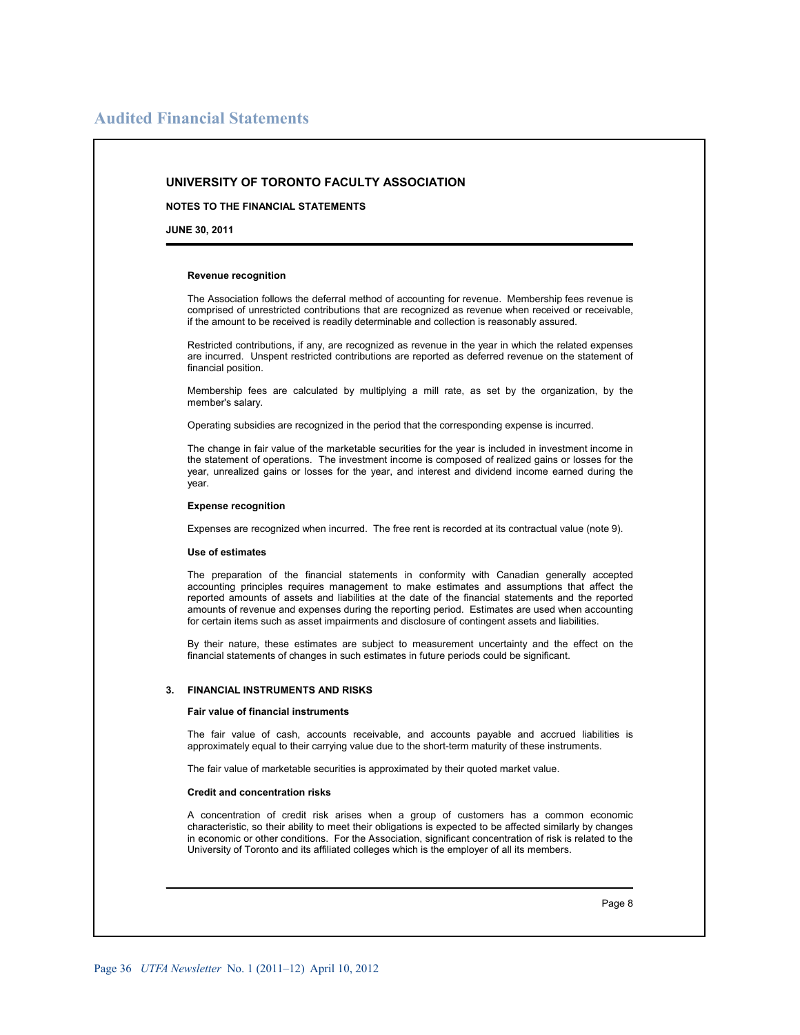# Audited Financial Statements

**UNIVERSITY OF TORONTO FACULTY ASSOCIATION**

**NOTES TO THE FINANCIAL STATEMENTS**

**JUNE 30, 2011**

**Revenue recognition**

The Association follows the deferral method of accounting for revenue. Membership fees revenue is comprised of unrestricted contributions that are recognized as revenue when received or receivable, if the amount to be received is readily determinable and collection is reasonably assured.

Restricted contributions, if any, are recognized as revenue in the year in which the related expenses are incurred. Unspent restricted contributions are reported as deferred revenue on the statement of financial position.

Membership fees are calculated by multiplying a mill rate, as set by the organization, by the member's salary.

Operating subsidies are recognized in the period that the corresponding expense is incurred.

The change in fair value of the marketable securities for the year is included in investment income in the statement of operations. The investment income is composed of realized gains or losses for the year, unrealized gains or losses for the year, and interest and dividend income earned during the year.

**Expense recognition**

Expenses are recognized when incurred. The free rent is recorded at its contractual value (note 9).

**Use of estimates**

The preparation of the financial statements in conformity with Canadian generally accepted accounting principles requires management to make estimates and assumptions that affect the reported amounts of assets and liabilities at the date of the financial statements and the reported amounts of revenue and expenses during the reporting period. Estimates are used when accounting for certain items such as asset impairments and disclosure of contingent assets and liabilities.

By their nature, these estimates are subject to measurement uncertainty and the effect on the financial statements of changes in such estimates in future periods could be significant.

**3. FINANCIAL INSTRUMENTS AND RISKS**

**Fair value of financial instruments**

The fair value of cash, accounts receivable, and accounts payable and accrued liabilities is approximately equal to their carrying value due to the short-term maturity of these instruments.

The fair value of marketable securities is approximated by their quoted market value.

**Credit and concentration risks**

A concentration of credit risk arises when a group of customers has a common economic characteristic, so their ability to meet their obligations is expected to be affected similarly by changes in economic or other conditions. For the Association, significant concentration of risk is related to the University of Toronto and its affiliated colleges which is the employer of all its members.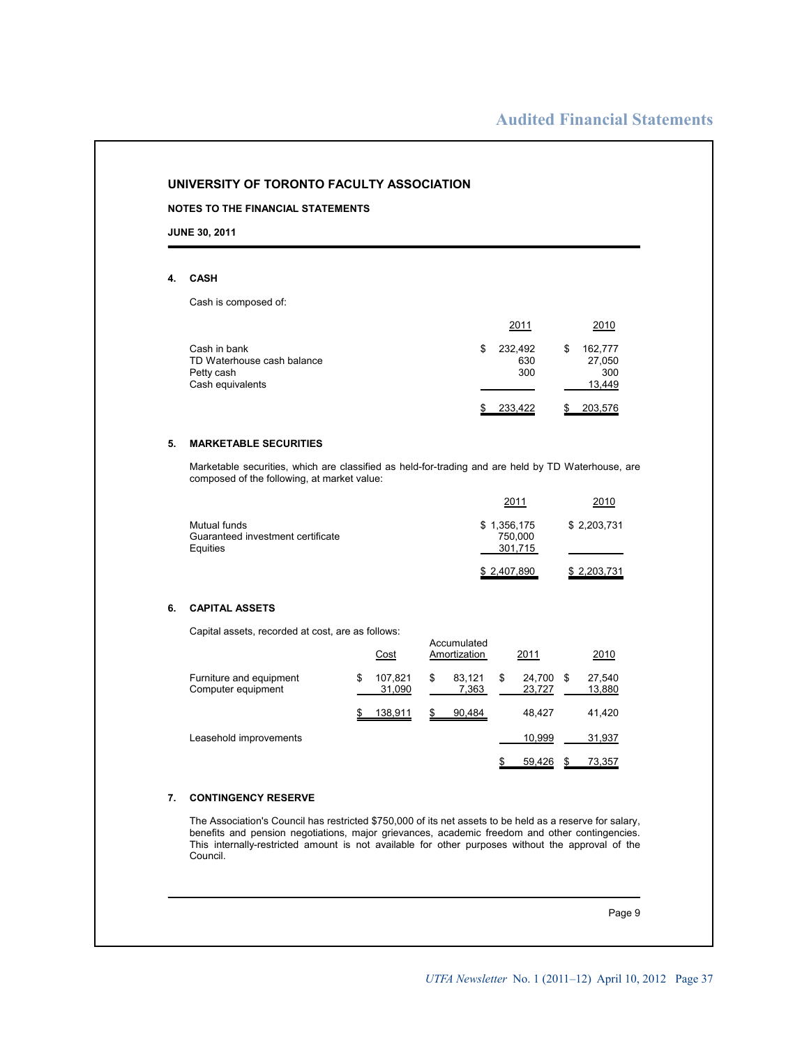# UNIVERSITY OF TORONTO FACULTY ASSOCIATION

**NOTES TO THE FINANCIAL STATEMENTS**

**JUNE 30, 2011**

## 4. CASH

Cash is composed of:

| | 2011 | 2010 |
|---|---|---|
| Cash in bank | $ 232,492 | $ 162,777 |
| TD Waterhouse cash balance | 630 | 27,050 |
| Petty cash | 300 | 300 |
| Cash equivalents | | 13,449 |
| | $ 233,422 | $ 203,576 |

## 5. MARKETABLE SECURITIES

Marketable securities, which are classified as held-for-trading and are held by TD Waterhouse, are composed of the following, at market value:

| | 2011 | 2010 |
|---|---|---|
| Mutual funds | $ 1,356,175 | $ 2,203,731 |
| Guaranteed investment certificate | 750,000 | |
| Equities | 301,715 | |
| | $ 2,407,890 | $ 2,203,731 |

## 6. CAPITAL ASSETS

Capital assets, recorded at cost, are as follows:

| | Cost | Accumulated Amortization | 2011 | 2010 |
|---|---|---|---|---|
| Furniture and equipment | $ 107,821 | $ 83,121 | $ 24,700 | $ 27,540 |
| Computer equipment | 31,090 | 7,363 | 23,727 | 13,880 |
| | $ 138,911 | $ 90,484 | 48,427 | 41,420 |
| Leasehold improvements | | | 10,999 | 31,937 |
| | | | $ 59,426 | $ 73,357 |

## 7. CONTINGENCY RESERVE

The Association's Council has restricted $750,000 of its net assets to be held as a reserve for salary, benefits and pension negotiations, major grievances, academic freedom and other contingencies. This internally-restricted amount is not available for other purposes without the approval of the Council.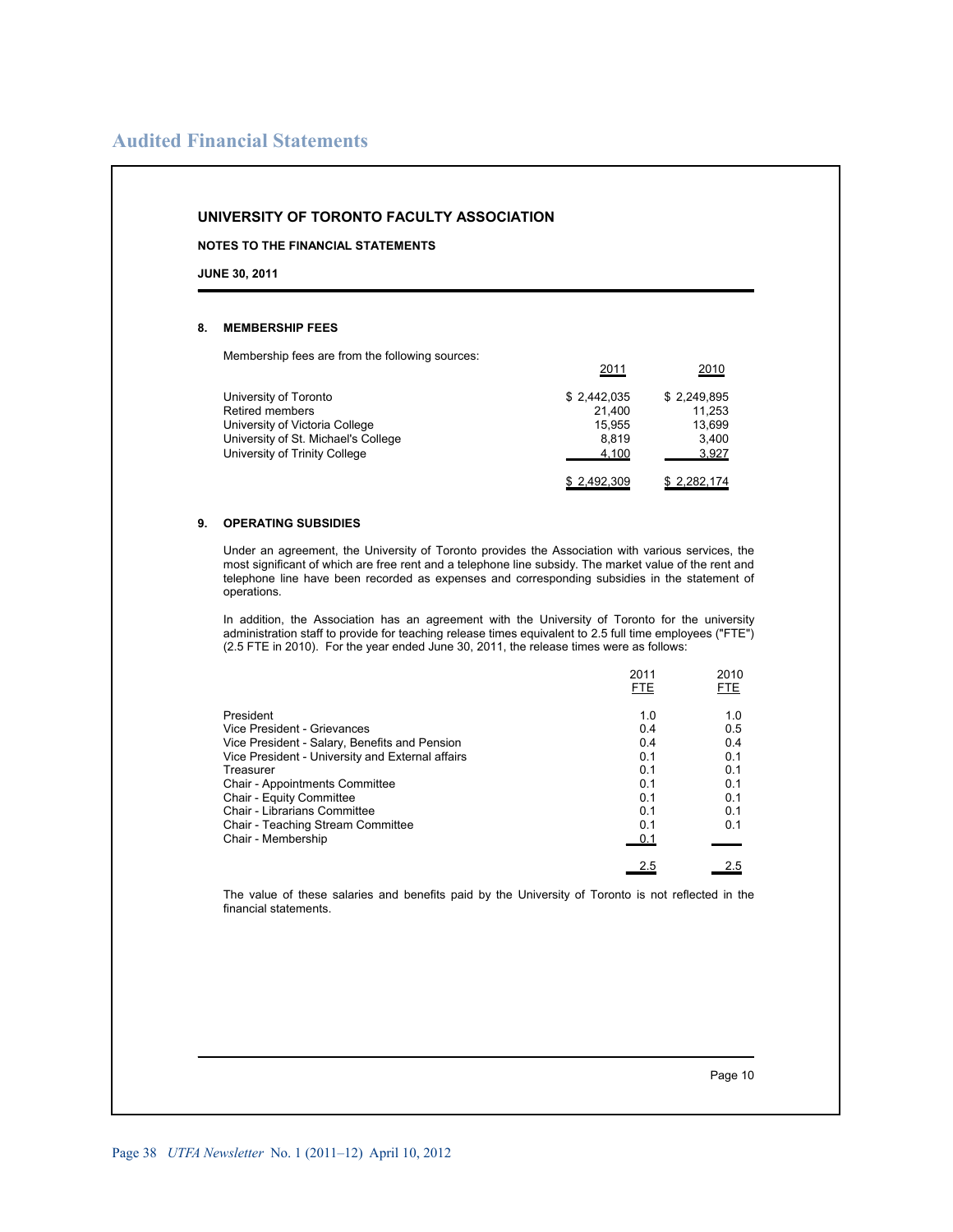# Audited Financial Statements

## UNIVERSITY OF TORONTO FACULTY ASSOCIATION

**NOTES TO THE FINANCIAL STATEMENTS**

**JUNE 30, 2011**

### 8. MEMBERSHIP FEES

Membership fees are from the following sources:

| | 2011 | 2010 |
|---|---|---|
| University of Toronto | $ 2,442,035 | $ 2,249,895 |
| Retired members | 21,400 | 11,253 |
| University of Victoria College | 15,955 | 13,699 |
| University of St. Michael's College | 8,819 | 3,400 |
| University of Trinity College | 4,100 | 3,927 |
| | $ 2,492,309 | $ 2,282,174 |

### 9. OPERATING SUBSIDIES

Under an agreement, the University of Toronto provides the Association with various services, the most significant of which are free rent and a telephone line subsidy. The market value of the rent and telephone line have been recorded as expenses and corresponding subsidies in the statement of operations.

In addition, the Association has an agreement with the University of Toronto for the university administration staff to provide for teaching release times equivalent to 2.5 full time employees ("FTE") (2.5 FTE in 2010). For the year ended June 30, 2011, the release times were as follows:

| | 2011 FTE | 2010 FTE |
|---|---|---|
| President | 1.0 | 1.0 |
| Vice President - Grievances | 0.4 | 0.5 |
| Vice President - Salary, Benefits and Pension | 0.4 | 0.4 |
| Vice President - University and External affairs | 0.1 | 0.1 |
| Treasurer | 0.1 | 0.1 |
| Chair - Appointments Committee | 0.1 | 0.1 |
| Chair - Equity Committee | 0.1 | 0.1 |
| Chair - Librarians Committee | 0.1 | 0.1 |
| Chair - Teaching Stream Committee | 0.1 | 0.1 |
| Chair - Membership | 0.1 | |
| | 2.5 | 2.5 |

The value of these salaries and benefits paid by the University of Toronto is not reflected in the financial statements.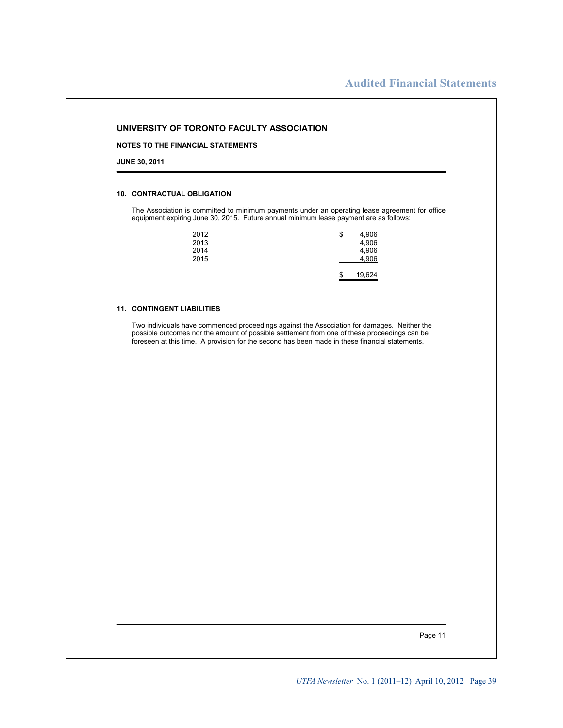# UNIVERSITY OF TORONTO FACULTY ASSOCIATION

**NOTES TO THE FINANCIAL STATEMENTS**

**JUNE 30, 2011**

## 10. CONTRACTUAL OBLIGATION

The Association is committed to minimum payments under an operating lease agreement for office equipment expiring June 30, 2015. Future annual minimum lease payment are as follows:

| Year | Amount |
|---|---|
| 2012 | $ 4,906 |
| 2013 | 4,906 |
| 2014 | 4,906 |
| 2015 | 4,906 |
| | $ 19,624 |

## 11. CONTINGENT LIABILITIES

Two individuals have commenced proceedings against the Association for damages. Neither the possible outcomes nor the amount of possible settlement from one of these proceedings can be foreseen at this time. A provision for the second has been made in these financial statements.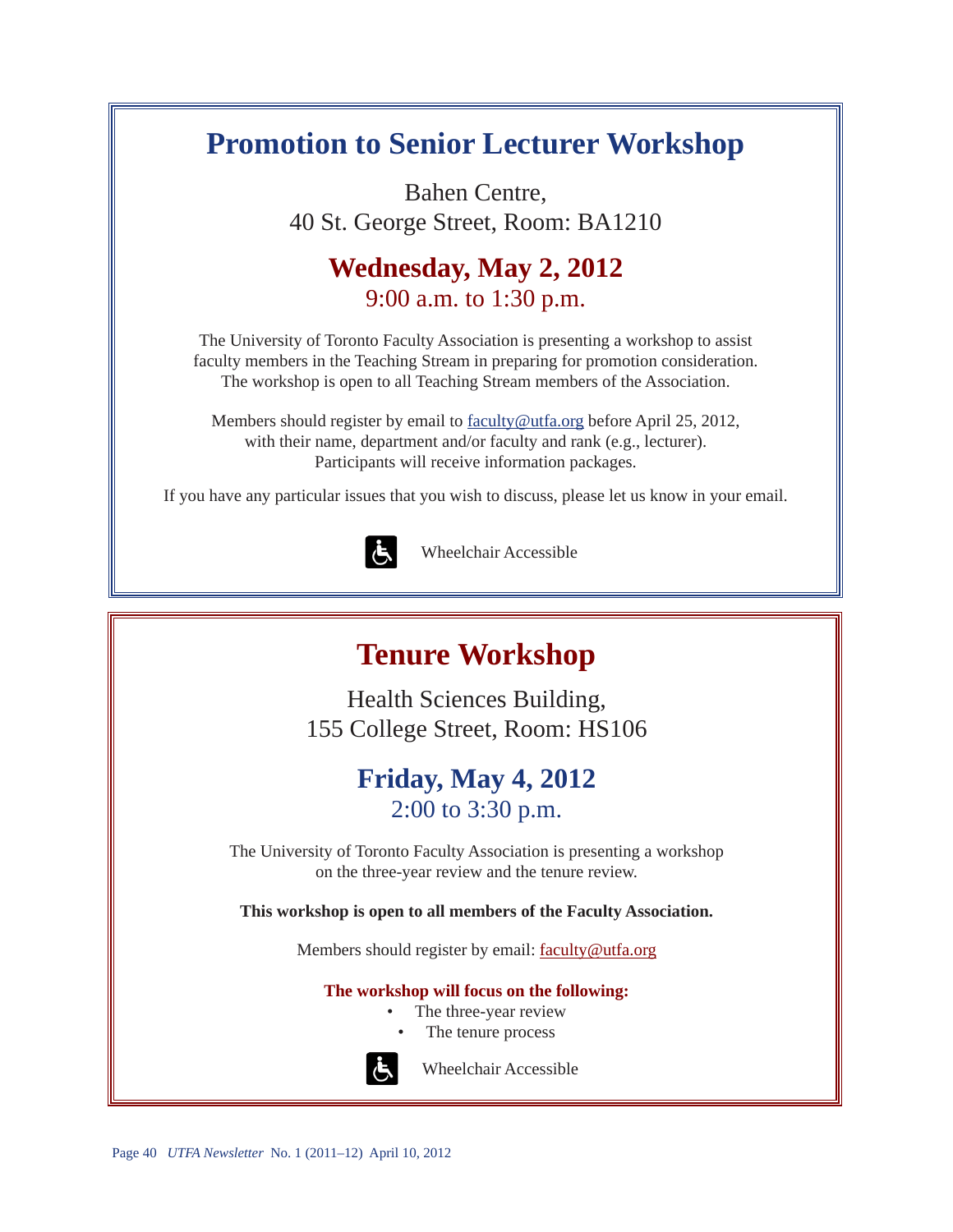# Promotion to Senior Lecturer Workshop

Bahen Centre,
40 St. George Street, Room: BA1210

## Wednesday, May 2, 2012
9:00 a.m. to 1:30 p.m.

The University of Toronto Faculty Association is presenting a workshop to assist faculty members in the Teaching Stream in preparing for promotion consideration. The workshop is open to all Teaching Stream members of the Association.

Members should register by email to faculty@utfa.org before April 25, 2012, with their name, department and/or faculty and rank (e.g., lecturer). Participants will receive information packages.

If you have any particular issues that you wish to discuss, please let us know in your email.

Wheelchair Accessible

# Tenure Workshop

Health Sciences Building,
155 College Street, Room: HS106

## Friday, May 4, 2012
2:00 to 3:30 p.m.

The University of Toronto Faculty Association is presenting a workshop on the three-year review and the tenure review.

**This workshop is open to all members of the Faculty Association.**

Members should register by email: faculty@utfa.org

**The workshop will focus on the following:**

- The three-year review
- The tenure process

Wheelchair Accessible